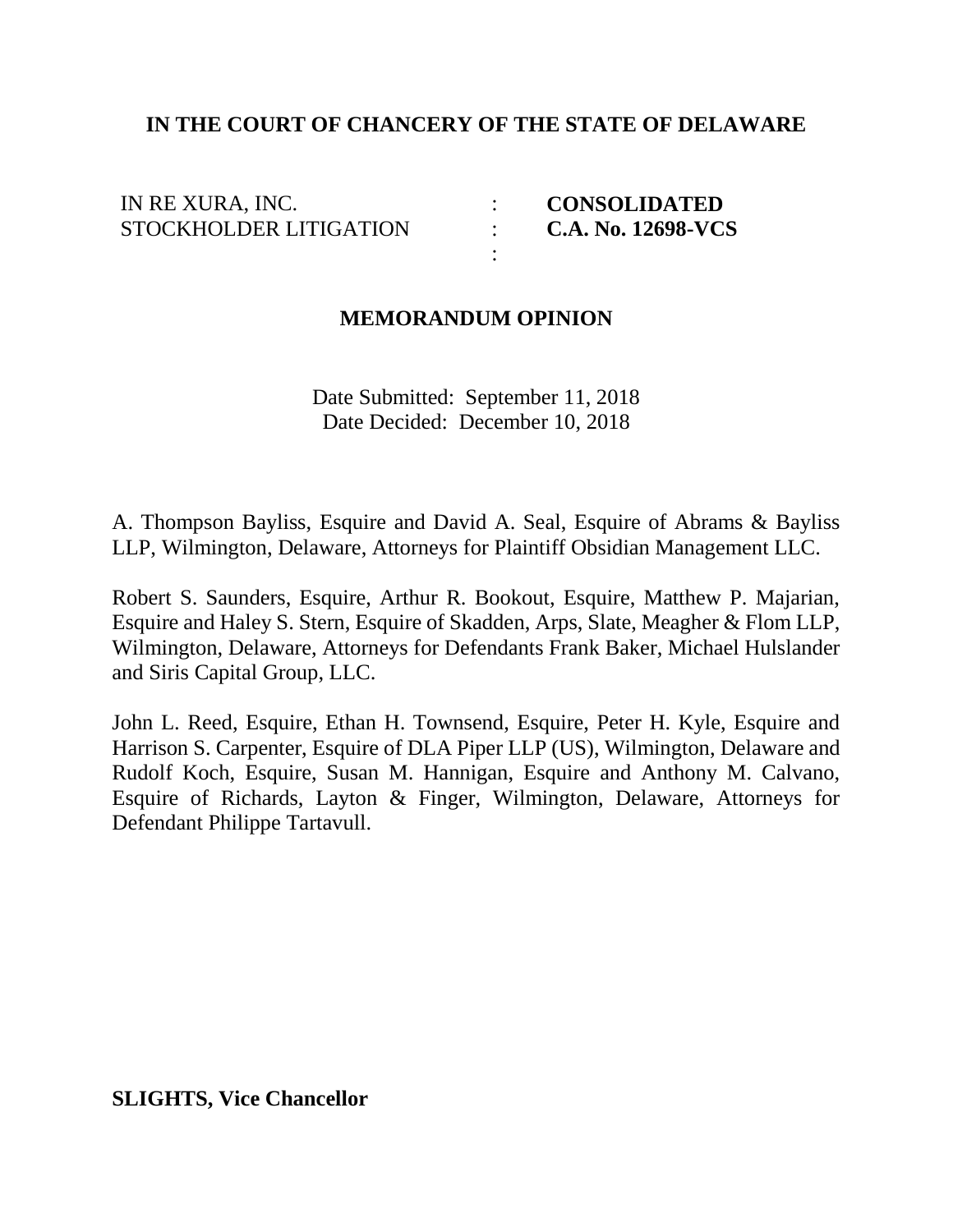**IN THE COURT OF CHANCERY OF THE STATE OF DELAWARE**

| | | |
|---|---|---|
| IN RE XURA, INC. | : | **CONSOLIDATED** |
| STOCKHOLDER LITIGATION | : | **C.A. No. 12698-VCS** |
| | : | |

**MEMORANDUM OPINION**

Date Submitted: September 11, 2018
Date Decided: December 10, 2018

A. Thompson Bayliss, Esquire and David A. Seal, Esquire of Abrams & Bayliss LLP, Wilmington, Delaware, Attorneys for Plaintiff Obsidian Management LLC.

Robert S. Saunders, Esquire, Arthur R. Bookout, Esquire, Matthew P. Majarian, Esquire and Haley S. Stern, Esquire of Skadden, Arps, Slate, Meagher & Flom LLP, Wilmington, Delaware, Attorneys for Defendants Frank Baker, Michael Hulslander and Siris Capital Group, LLC.

John L. Reed, Esquire, Ethan H. Townsend, Esquire, Peter H. Kyle, Esquire and Harrison S. Carpenter, Esquire of DLA Piper LLP (US), Wilmington, Delaware and Rudolf Koch, Esquire, Susan M. Hannigan, Esquire and Anthony M. Calvano, Esquire of Richards, Layton & Finger, Wilmington, Delaware, Attorneys for Defendant Philippe Tartavull.

**SLIGHTS, Vice Chancellor**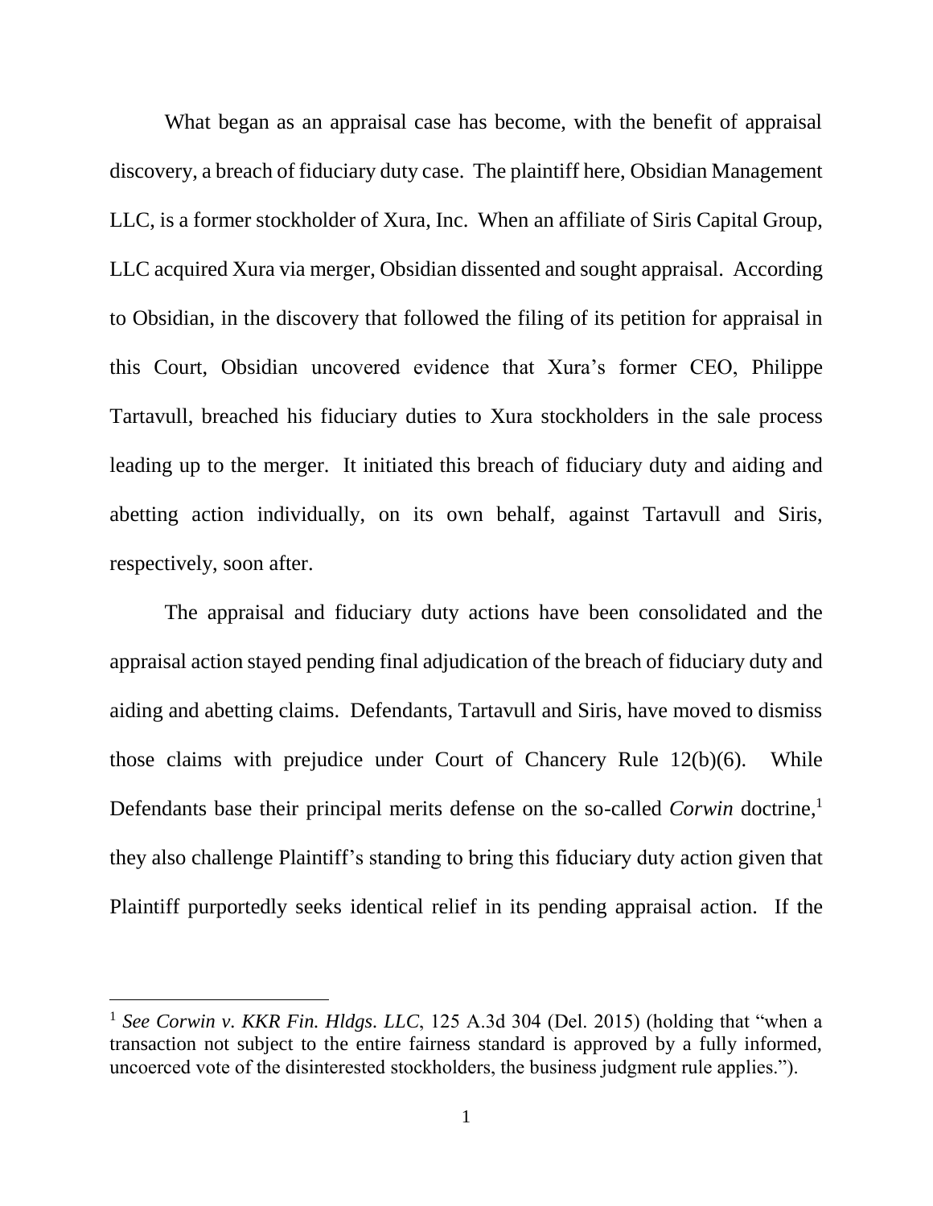What began as an appraisal case has become, with the benefit of appraisal discovery, a breach of fiduciary duty case. The plaintiff here, Obsidian Management LLC, is a former stockholder of Xura, Inc. When an affiliate of Siris Capital Group, LLC acquired Xura via merger, Obsidian dissented and sought appraisal. According to Obsidian, in the discovery that followed the filing of its petition for appraisal in this Court, Obsidian uncovered evidence that Xura's former CEO, Philippe Tartavull, breached his fiduciary duties to Xura stockholders in the sale process leading up to the merger. It initiated this breach of fiduciary duty and aiding and abetting action individually, on its own behalf, against Tartavull and Siris, respectively, soon after.

The appraisal and fiduciary duty actions have been consolidated and the appraisal action stayed pending final adjudication of the breach of fiduciary duty and aiding and abetting claims. Defendants, Tartavull and Siris, have moved to dismiss those claims with prejudice under Court of Chancery Rule 12(b)(6). While Defendants base their principal merits defense on the so-called *Corwin* doctrine,[1] they also challenge Plaintiff's standing to bring this fiduciary duty action given that Plaintiff purportedly seeks identical relief in its pending appraisal action. If the

[1] *See Corwin v. KKR Fin. Hldgs. LLC*, 125 A.3d 304 (Del. 2015) (holding that "when a transaction not subject to the entire fairness standard is approved by a fully informed, uncoerced vote of the disinterested stockholders, the business judgment rule applies.").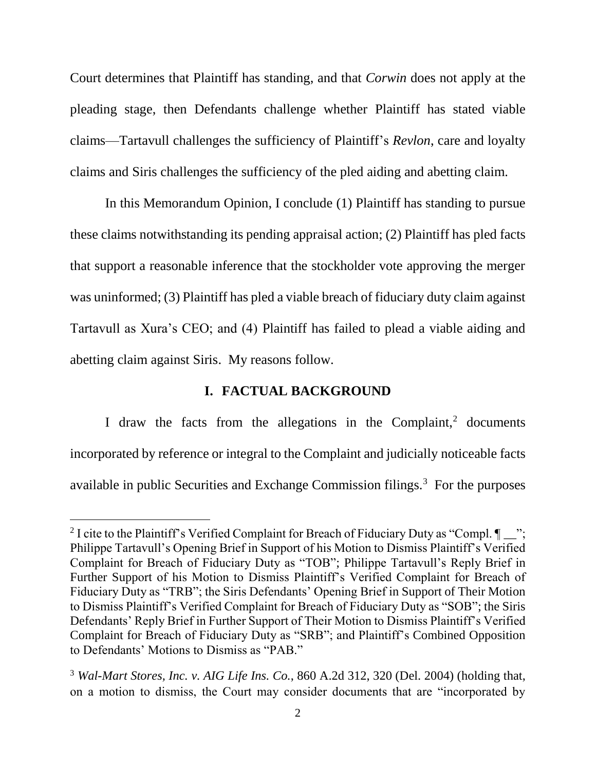Court determines that Plaintiff has standing, and that *Corwin* does not apply at the pleading stage, then Defendants challenge whether Plaintiff has stated viable claims—Tartavull challenges the sufficiency of Plaintiff's *Revlon*, care and loyalty claims and Siris challenges the sufficiency of the pled aiding and abetting claim.

In this Memorandum Opinion, I conclude (1) Plaintiff has standing to pursue these claims notwithstanding its pending appraisal action; (2) Plaintiff has pled facts that support a reasonable inference that the stockholder vote approving the merger was uninformed; (3) Plaintiff has pled a viable breach of fiduciary duty claim against Tartavull as Xura's CEO; and (4) Plaintiff has failed to plead a viable aiding and abetting claim against Siris. My reasons follow.

## I. FACTUAL BACKGROUND

I draw the facts from the allegations in the Complaint,[2] documents incorporated by reference or integral to the Complaint and judicially noticeable facts available in public Securities and Exchange Commission filings.[3] For the purposes

---

[2] I cite to the Plaintiff's Verified Complaint for Breach of Fiduciary Duty as "Compl. ¶ __"; Philippe Tartavull's Opening Brief in Support of his Motion to Dismiss Plaintiff's Verified Complaint for Breach of Fiduciary Duty as "TOB"; Philippe Tartavull's Reply Brief in Further Support of his Motion to Dismiss Plaintiff's Verified Complaint for Breach of Fiduciary Duty as "TRB"; the Siris Defendants' Opening Brief in Support of Their Motion to Dismiss Plaintiff's Verified Complaint for Breach of Fiduciary Duty as "SOB"; the Siris Defendants' Reply Brief in Further Support of Their Motion to Dismiss Plaintiff's Verified Complaint for Breach of Fiduciary Duty as "SRB"; and Plaintiff's Combined Opposition to Defendants' Motions to Dismiss as "PAB."

[3] *Wal-Mart Stores, Inc. v. AIG Life Ins. Co.*, 860 A.2d 312, 320 (Del. 2004) (holding that, on a motion to dismiss, the Court may consider documents that are "incorporated by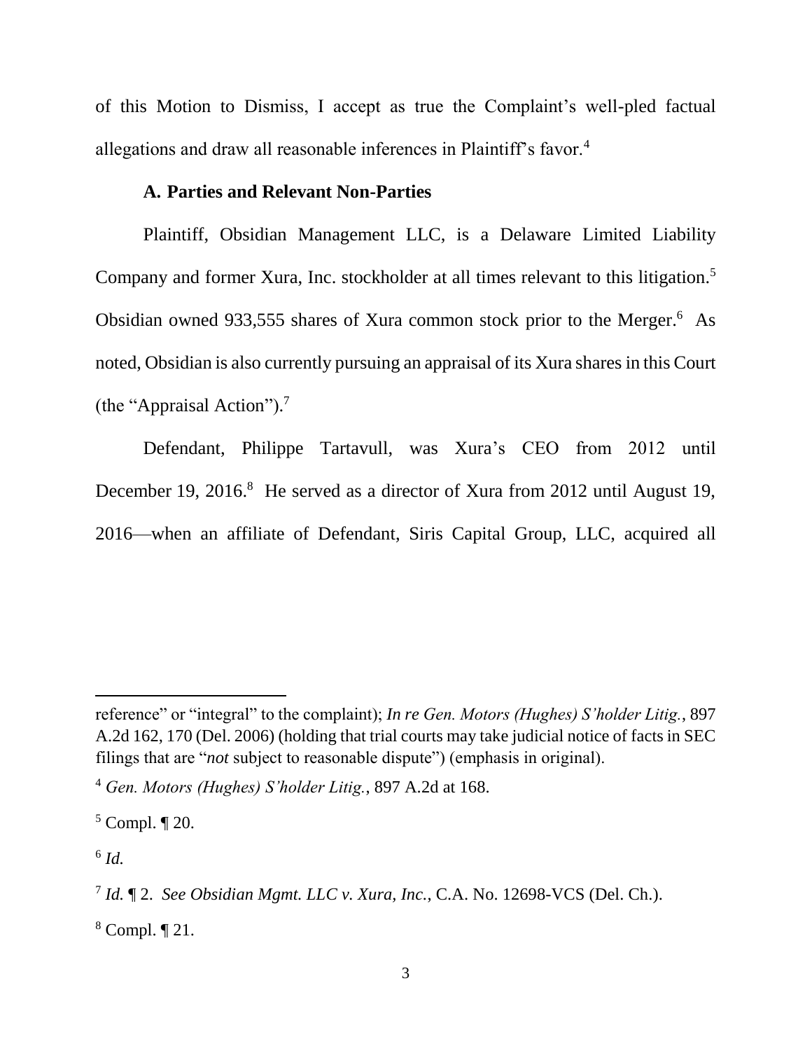of this Motion to Dismiss, I accept as true the Complaint's well-pled factual allegations and draw all reasonable inferences in Plaintiff's favor.[4]

**A. Parties and Relevant Non-Parties**

Plaintiff, Obsidian Management LLC, is a Delaware Limited Liability Company and former Xura, Inc. stockholder at all times relevant to this litigation.[5] Obsidian owned 933,555 shares of Xura common stock prior to the Merger.[6] As noted, Obsidian is also currently pursuing an appraisal of its Xura shares in this Court (the "Appraisal Action").[7]

Defendant, Philippe Tartavull, was Xura's CEO from 2012 until December 19, 2016.[8] He served as a director of Xura from 2012 until August 19, 2016—when an affiliate of Defendant, Siris Capital Group, LLC, acquired all

---

reference" or "integral" to the complaint); *In re Gen. Motors (Hughes) S'holder Litig.*, 897 A.2d 162, 170 (Del. 2006) (holding that trial courts may take judicial notice of facts in SEC filings that are "*not* subject to reasonable dispute") (emphasis in original).

[4] *Gen. Motors (Hughes) S'holder Litig.*, 897 A.2d at 168.

[5] Compl. ¶ 20.

[6] *Id.*

[7] *Id.* ¶ 2. *See Obsidian Mgmt. LLC v. Xura, Inc.*, C.A. No. 12698-VCS (Del. Ch.).

[8] Compl. ¶ 21.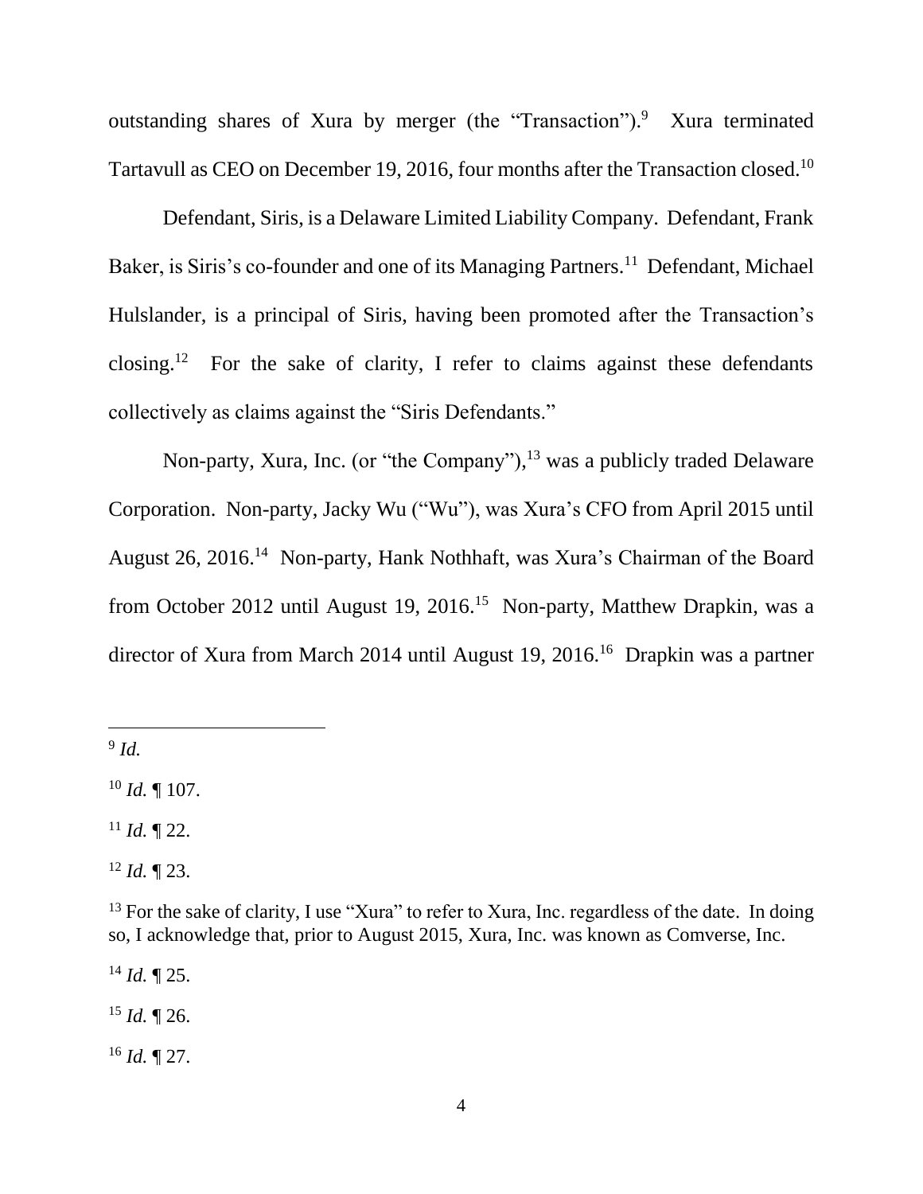outstanding shares of Xura by merger (the "Transaction").[9] Xura terminated Tartavull as CEO on December 19, 2016, four months after the Transaction closed.[10]

Defendant, Siris, is a Delaware Limited Liability Company. Defendant, Frank Baker, is Siris's co-founder and one of its Managing Partners.[11] Defendant, Michael Hulslander, is a principal of Siris, having been promoted after the Transaction's closing.[12] For the sake of clarity, I refer to claims against these defendants collectively as claims against the "Siris Defendants."

Non-party, Xura, Inc. (or "the Company"),[13] was a publicly traded Delaware Corporation. Non-party, Jacky Wu ("Wu"), was Xura's CFO from April 2015 until August 26, 2016.[14] Non-party, Hank Nothhaft, was Xura's Chairman of the Board from October 2012 until August 19, 2016.[15] Non-party, Matthew Drapkin, was a director of Xura from March 2014 until August 19, 2016.[16] Drapkin was a partner

---

[9] *Id.*

[10] *Id.* ¶ 107.

[11] *Id.* ¶ 22.

[12] *Id.* ¶ 23.

[13] For the sake of clarity, I use "Xura" to refer to Xura, Inc. regardless of the date. In doing so, I acknowledge that, prior to August 2015, Xura, Inc. was known as Comverse, Inc.

[14] *Id.* ¶ 25.

[15] *Id.* ¶ 26.

[16] *Id.* ¶ 27.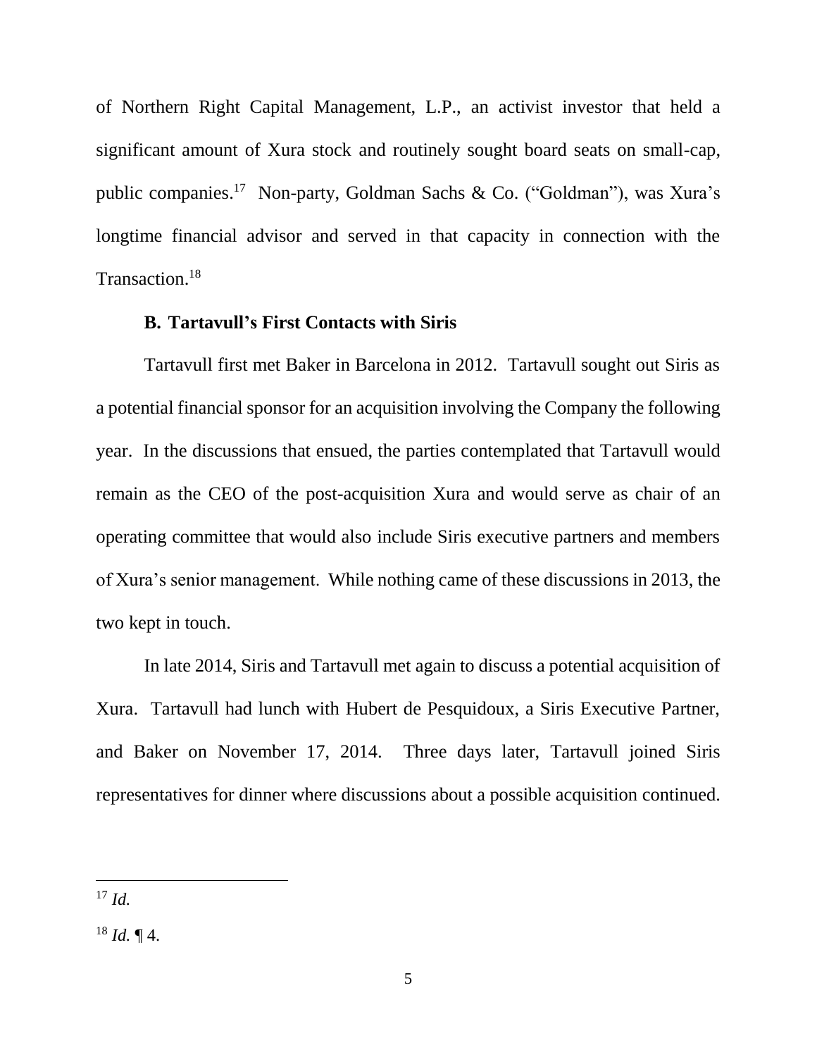of Northern Right Capital Management, L.P., an activist investor that held a significant amount of Xura stock and routinely sought board seats on small-cap, public companies.[17] Non-party, Goldman Sachs & Co. ("Goldman"), was Xura's longtime financial advisor and served in that capacity in connection with the Transaction.[18]

### B. Tartavull's First Contacts with Siris

Tartavull first met Baker in Barcelona in 2012. Tartavull sought out Siris as a potential financial sponsor for an acquisition involving the Company the following year. In the discussions that ensued, the parties contemplated that Tartavull would remain as the CEO of the post-acquisition Xura and would serve as chair of an operating committee that would also include Siris executive partners and members of Xura's senior management. While nothing came of these discussions in 2013, the two kept in touch.

In late 2014, Siris and Tartavull met again to discuss a potential acquisition of Xura. Tartavull had lunch with Hubert de Pesquidoux, a Siris Executive Partner, and Baker on November 17, 2014. Three days later, Tartavull joined Siris representatives for dinner where discussions about a possible acquisition continued.

---

[17] *Id.*

[18] *Id.* ¶ 4.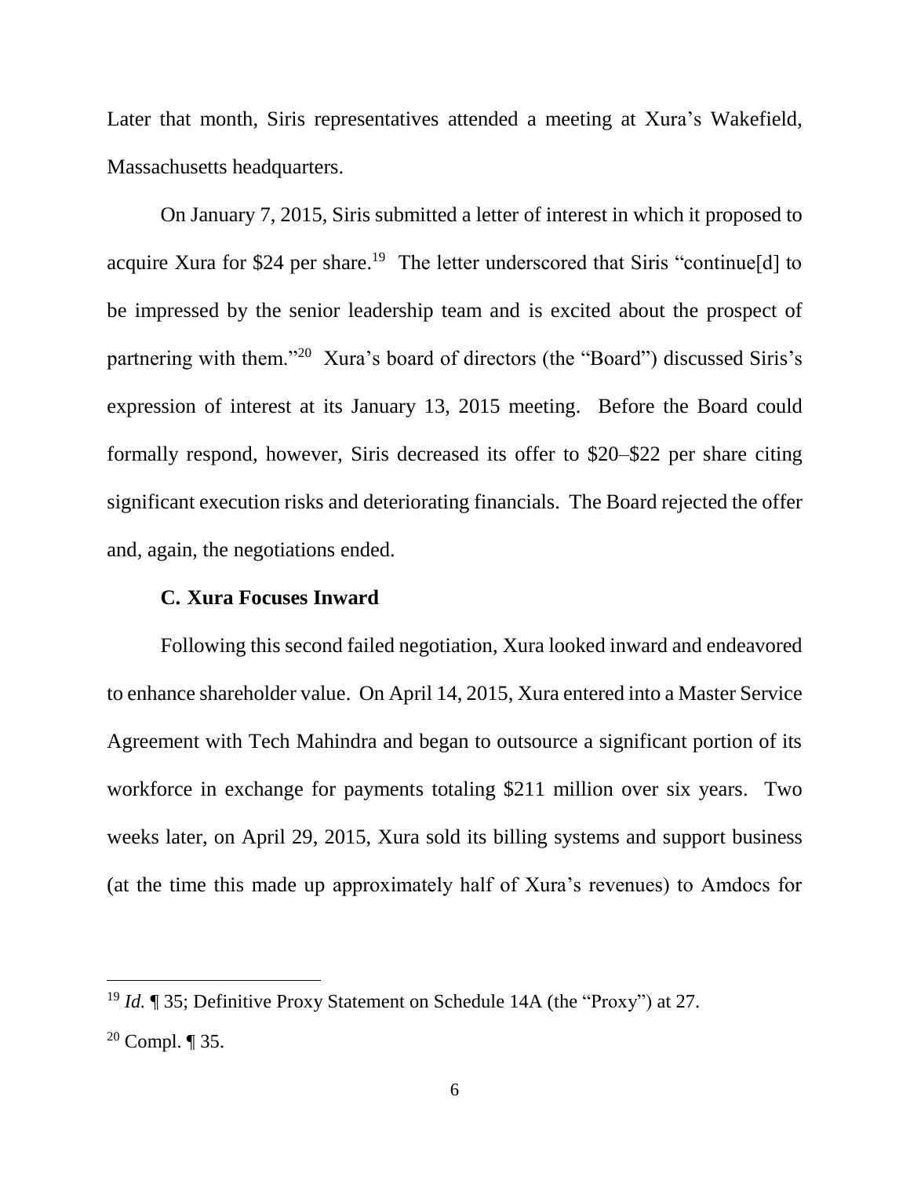Later that month, Siris representatives attended a meeting at Xura's Wakefield, Massachusetts headquarters.

On January 7, 2015, Siris submitted a letter of interest in which it proposed to acquire Xura for $24 per share.[19] The letter underscored that Siris "continue[d] to be impressed by the senior leadership team and is excited about the prospect of partnering with them."[20] Xura's board of directors (the "Board") discussed Siris's expression of interest at its January 13, 2015 meeting. Before the Board could formally respond, however, Siris decreased its offer to $20–$22 per share citing significant execution risks and deteriorating financials. The Board rejected the offer and, again, the negotiations ended.

### C. Xura Focuses Inward

Following this second failed negotiation, Xura looked inward and endeavored to enhance shareholder value. On April 14, 2015, Xura entered into a Master Service Agreement with Tech Mahindra and began to outsource a significant portion of its workforce in exchange for payments totaling $211 million over six years. Two weeks later, on April 29, 2015, Xura sold its billing systems and support business (at the time this made up approximately half of Xura's revenues) to Amdocs for

---

[19] *Id.* ¶ 35; Definitive Proxy Statement on Schedule 14A (the "Proxy") at 27.

[20] Compl. ¶ 35.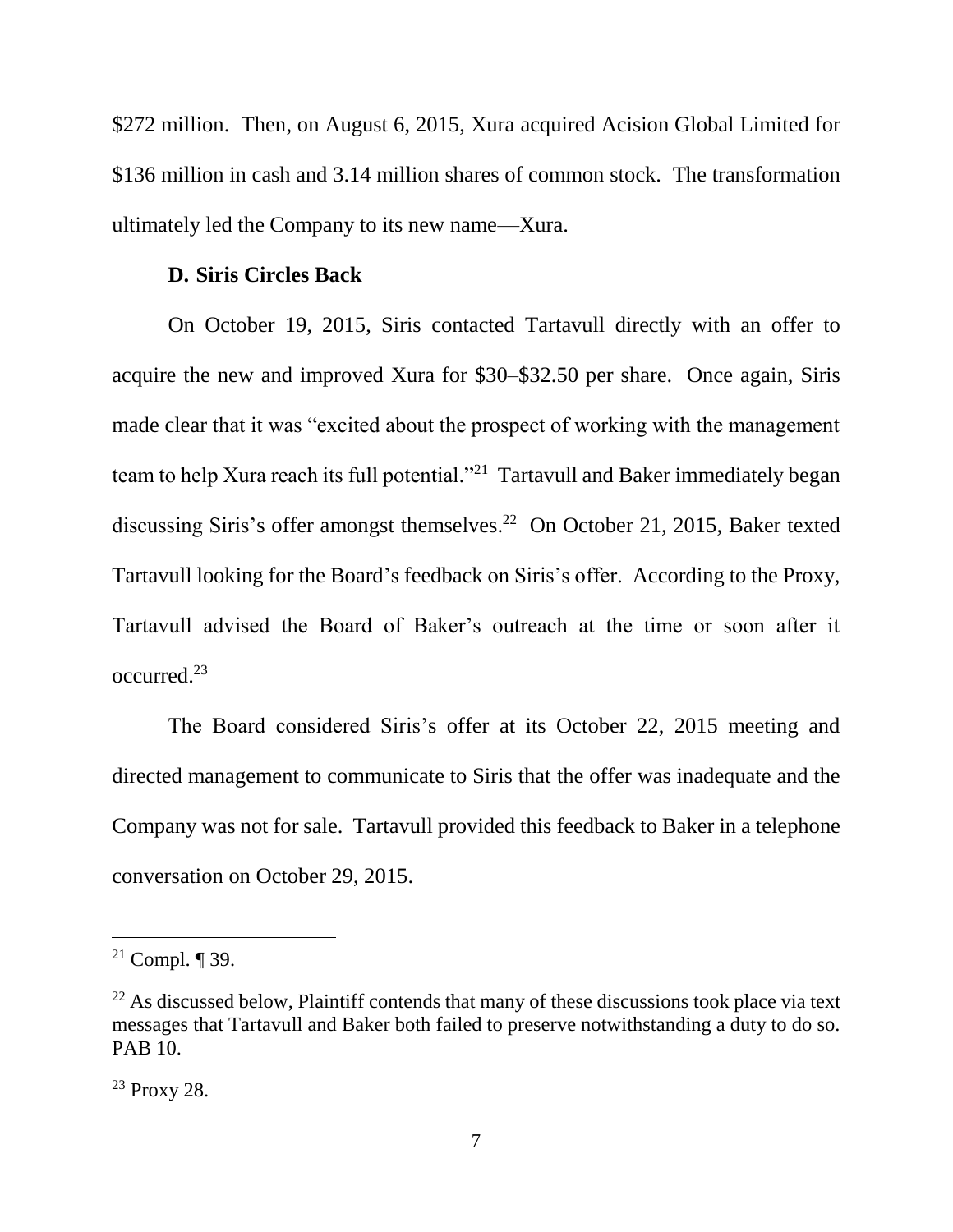$272 million. Then, on August 6, 2015, Xura acquired Acision Global Limited for $136 million in cash and 3.14 million shares of common stock. The transformation ultimately led the Company to its new name—Xura.

### D. Siris Circles Back

On October 19, 2015, Siris contacted Tartavull directly with an offer to acquire the new and improved Xura for $30–$32.50 per share. Once again, Siris made clear that it was "excited about the prospect of working with the management team to help Xura reach its full potential."[21] Tartavull and Baker immediately began discussing Siris's offer amongst themselves.[22] On October 21, 2015, Baker texted Tartavull looking for the Board's feedback on Siris's offer. According to the Proxy, Tartavull advised the Board of Baker's outreach at the time or soon after it occurred.[23]

The Board considered Siris's offer at its October 22, 2015 meeting and directed management to communicate to Siris that the offer was inadequate and the Company was not for sale. Tartavull provided this feedback to Baker in a telephone conversation on October 29, 2015.

---

[21] Compl. ¶ 39.

[22] As discussed below, Plaintiff contends that many of these discussions took place via text messages that Tartavull and Baker both failed to preserve notwithstanding a duty to do so. PAB 10.

[23] Proxy 28.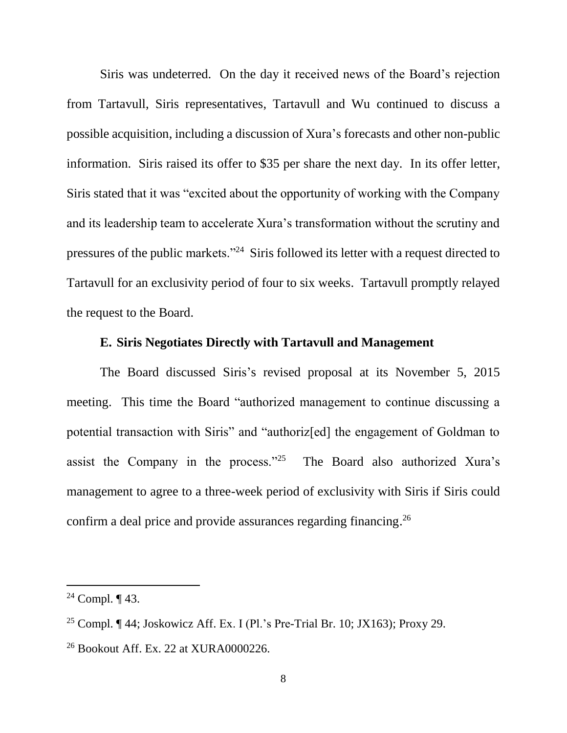Siris was undeterred. On the day it received news of the Board's rejection from Tartavull, Siris representatives, Tartavull and Wu continued to discuss a possible acquisition, including a discussion of Xura's forecasts and other non-public information. Siris raised its offer to $35 per share the next day. In its offer letter, Siris stated that it was "excited about the opportunity of working with the Company and its leadership team to accelerate Xura's transformation without the scrutiny and pressures of the public markets."[24] Siris followed its letter with a request directed to Tartavull for an exclusivity period of four to six weeks. Tartavull promptly relayed the request to the Board.

### E. Siris Negotiates Directly with Tartavull and Management

The Board discussed Siris's revised proposal at its November 5, 2015 meeting. This time the Board "authorized management to continue discussing a potential transaction with Siris" and "authoriz[ed] the engagement of Goldman to assist the Company in the process."[25] The Board also authorized Xura's management to agree to a three-week period of exclusivity with Siris if Siris could confirm a deal price and provide assurances regarding financing.[26]

---

[24] Compl. ¶ 43.

[25] Compl. ¶ 44; Joskowicz Aff. Ex. I (Pl.'s Pre-Trial Br. 10; JX163); Proxy 29.

[26] Bookout Aff. Ex. 22 at XURA0000226.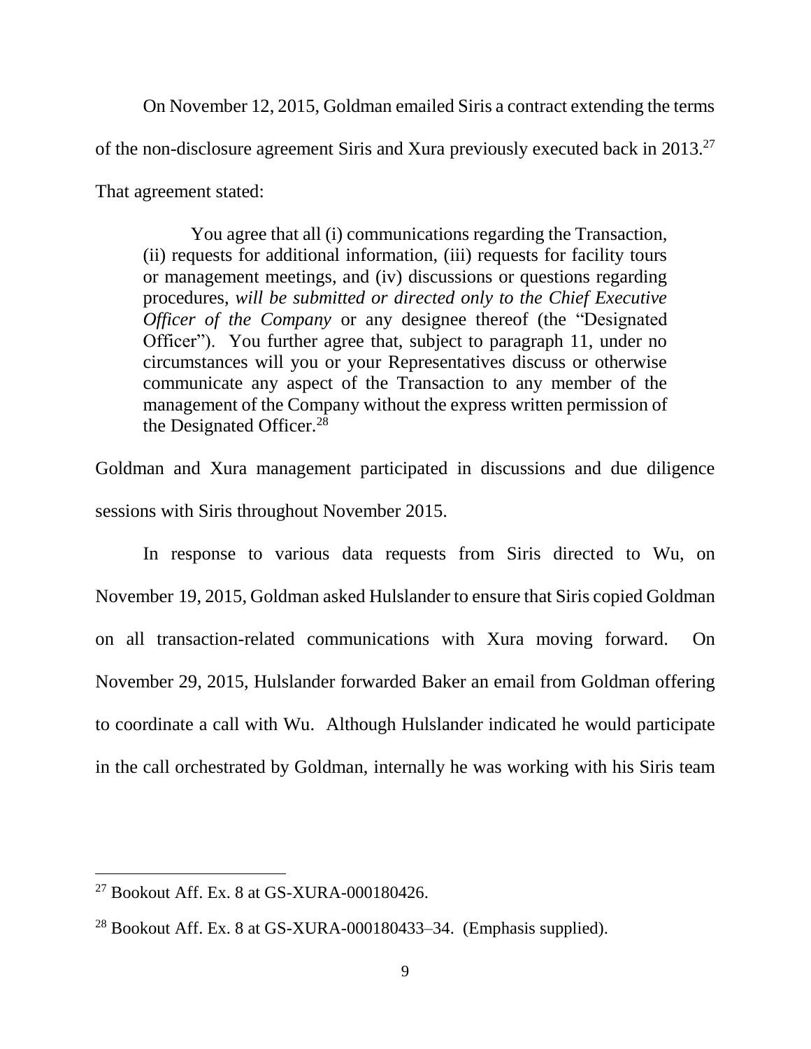On November 12, 2015, Goldman emailed Siris a contract extending the terms of the non-disclosure agreement Siris and Xura previously executed back in 2013.[27] That agreement stated:

> You agree that all (i) communications regarding the Transaction, (ii) requests for additional information, (iii) requests for facility tours or management meetings, and (iv) discussions or questions regarding procedures, *will be submitted or directed only to the Chief Executive Officer of the Company* or any designee thereof (the "Designated Officer"). You further agree that, subject to paragraph 11, under no circumstances will you or your Representatives discuss or otherwise communicate any aspect of the Transaction to any member of the management of the Company without the express written permission of the Designated Officer.[28]

Goldman and Xura management participated in discussions and due diligence sessions with Siris throughout November 2015.

In response to various data requests from Siris directed to Wu, on November 19, 2015, Goldman asked Hulslander to ensure that Siris copied Goldman on all transaction-related communications with Xura moving forward. On November 29, 2015, Hulslander forwarded Baker an email from Goldman offering to coordinate a call with Wu. Although Hulslander indicated he would participate in the call orchestrated by Goldman, internally he was working with his Siris team

---

[27] Bookout Aff. Ex. 8 at GS-XURA-000180426.

[28] Bookout Aff. Ex. 8 at GS-XURA-000180433–34. (Emphasis supplied).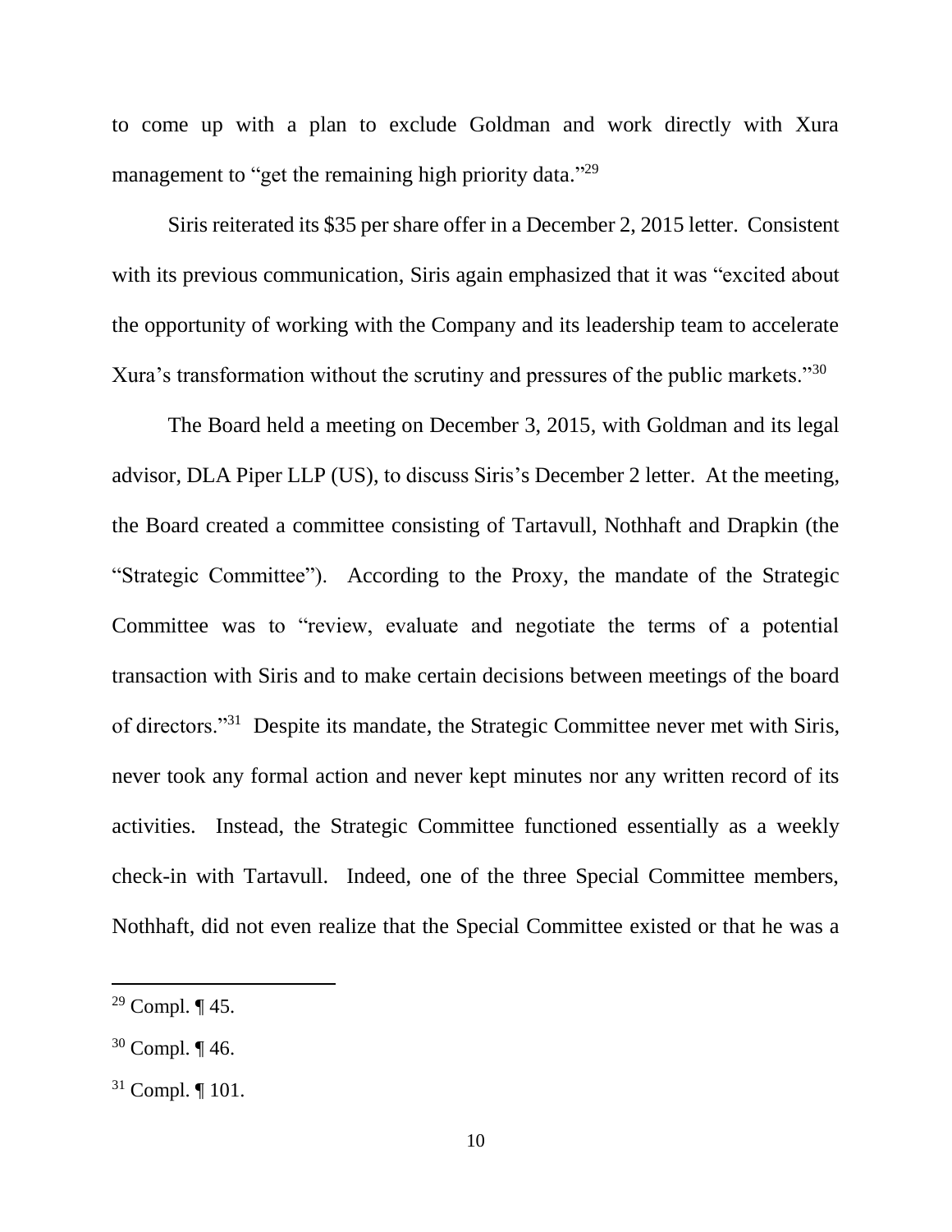to come up with a plan to exclude Goldman and work directly with Xura management to "get the remaining high priority data."[29]

Siris reiterated its $35 per share offer in a December 2, 2015 letter. Consistent with its previous communication, Siris again emphasized that it was "excited about the opportunity of working with the Company and its leadership team to accelerate Xura's transformation without the scrutiny and pressures of the public markets."[30]

The Board held a meeting on December 3, 2015, with Goldman and its legal advisor, DLA Piper LLP (US), to discuss Siris's December 2 letter. At the meeting, the Board created a committee consisting of Tartavull, Nothhaft and Drapkin (the "Strategic Committee"). According to the Proxy, the mandate of the Strategic Committee was to "review, evaluate and negotiate the terms of a potential transaction with Siris and to make certain decisions between meetings of the board of directors."[31] Despite its mandate, the Strategic Committee never met with Siris, never took any formal action and never kept minutes nor any written record of its activities. Instead, the Strategic Committee functioned essentially as a weekly check-in with Tartavull. Indeed, one of the three Special Committee members, Nothhaft, did not even realize that the Special Committee existed or that he was a

---

[29] Compl. ¶ 45.

[30] Compl. ¶ 46.

[31] Compl. ¶ 101.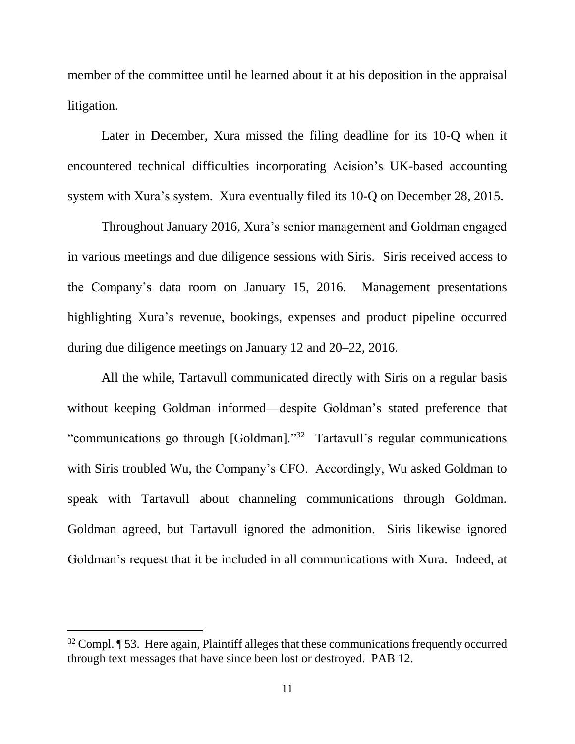member of the committee until he learned about it at his deposition in the appraisal litigation.

Later in December, Xura missed the filing deadline for its 10-Q when it encountered technical difficulties incorporating Acision's UK-based accounting system with Xura's system. Xura eventually filed its 10-Q on December 28, 2015.

Throughout January 2016, Xura's senior management and Goldman engaged in various meetings and due diligence sessions with Siris. Siris received access to the Company's data room on January 15, 2016. Management presentations highlighting Xura's revenue, bookings, expenses and product pipeline occurred during due diligence meetings on January 12 and 20–22, 2016.

All the while, Tartavull communicated directly with Siris on a regular basis without keeping Goldman informed—despite Goldman's stated preference that "communications go through [Goldman]."[32] Tartavull's regular communications with Siris troubled Wu, the Company's CFO. Accordingly, Wu asked Goldman to speak with Tartavull about channeling communications through Goldman. Goldman agreed, but Tartavull ignored the admonition. Siris likewise ignored Goldman's request that it be included in all communications with Xura. Indeed, at

---

[32] Compl. ¶ 53. Here again, Plaintiff alleges that these communications frequently occurred through text messages that have since been lost or destroyed. PAB 12.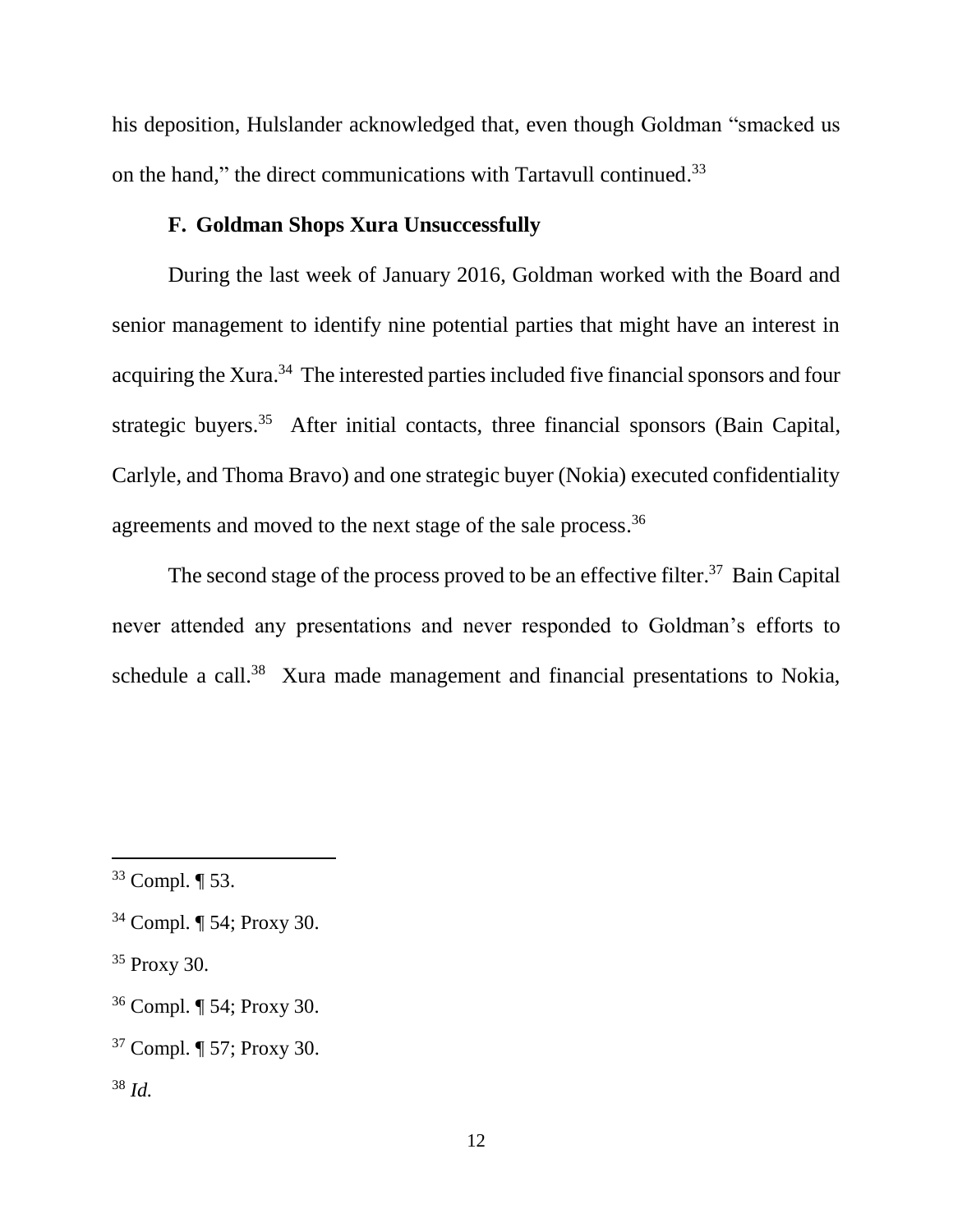his deposition, Hulslander acknowledged that, even though Goldman "smacked us on the hand," the direct communications with Tartavull continued.[33]

### F. Goldman Shops Xura Unsuccessfully

During the last week of January 2016, Goldman worked with the Board and senior management to identify nine potential parties that might have an interest in acquiring the Xura.[34] The interested parties included five financial sponsors and four strategic buyers.[35] After initial contacts, three financial sponsors (Bain Capital, Carlyle, and Thoma Bravo) and one strategic buyer (Nokia) executed confidentiality agreements and moved to the next stage of the sale process.[36]

The second stage of the process proved to be an effective filter.[37] Bain Capital never attended any presentations and never responded to Goldman's efforts to schedule a call.[38] Xura made management and financial presentations to Nokia,

---

[33] Compl. ¶ 53.

[34] Compl. ¶ 54; Proxy 30.

[35] Proxy 30.

[36] Compl. ¶ 54; Proxy 30.

[37] Compl. ¶ 57; Proxy 30.

[38] *Id.*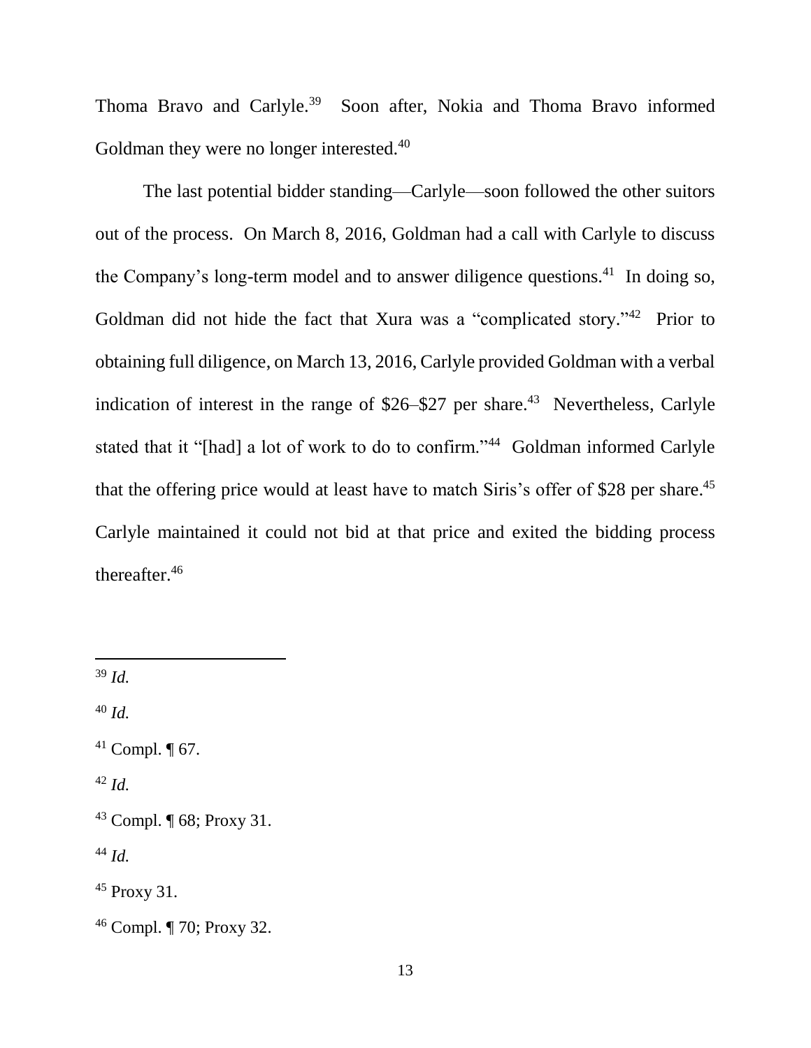Thoma Bravo and Carlyle.[39] Soon after, Nokia and Thoma Bravo informed Goldman they were no longer interested.[40]

The last potential bidder standing—Carlyle—soon followed the other suitors out of the process. On March 8, 2016, Goldman had a call with Carlyle to discuss the Company's long-term model and to answer diligence questions.[41] In doing so, Goldman did not hide the fact that Xura was a "complicated story."[42] Prior to obtaining full diligence, on March 13, 2016, Carlyle provided Goldman with a verbal indication of interest in the range of \$26–\$27 per share.[43] Nevertheless, Carlyle stated that it "[had] a lot of work to do to confirm."[44] Goldman informed Carlyle that the offering price would at least have to match Siris's offer of \$28 per share.[45] Carlyle maintained it could not bid at that price and exited the bidding process thereafter.[46]

---

[39] *Id.*

[40] *Id.*

[41] Compl. ¶ 67.

[42] *Id.*

[43] Compl. ¶ 68; Proxy 31.

[44] *Id.*

[45] Proxy 31.

[46] Compl. ¶ 70; Proxy 32.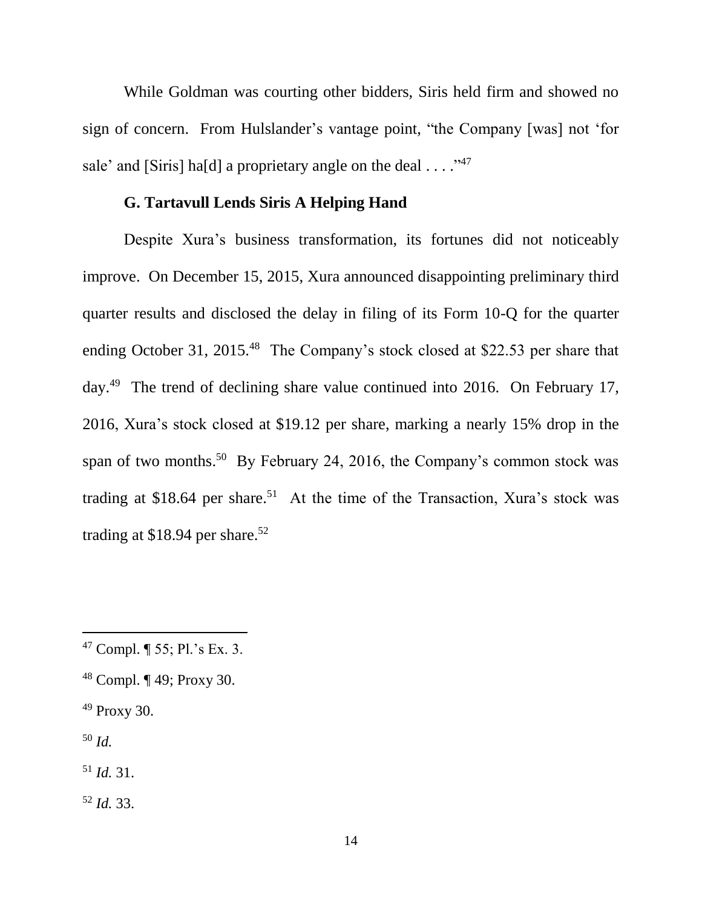While Goldman was courting other bidders, Siris held firm and showed no sign of concern. From Hulslander's vantage point, "the Company [was] not 'for sale' and [Siris] ha[d] a proprietary angle on the deal . . . ."[47]

### G. Tartavull Lends Siris A Helping Hand

Despite Xura's business transformation, its fortunes did not noticeably improve. On December 15, 2015, Xura announced disappointing preliminary third quarter results and disclosed the delay in filing of its Form 10-Q for the quarter ending October 31, 2015.[48] The Company's stock closed at $22.53 per share that day.[49] The trend of declining share value continued into 2016. On February 17, 2016, Xura's stock closed at $19.12 per share, marking a nearly 15% drop in the span of two months.[50] By February 24, 2016, the Company's common stock was trading at $18.64 per share.[51] At the time of the Transaction, Xura's stock was trading at $18.94 per share.[52]

---

[47] Compl. ¶ 55; Pl.'s Ex. 3.

[48] Compl. ¶ 49; Proxy 30.

[49] Proxy 30.

[50] *Id.*

[51] *Id.* 31.

[52] *Id.* 33.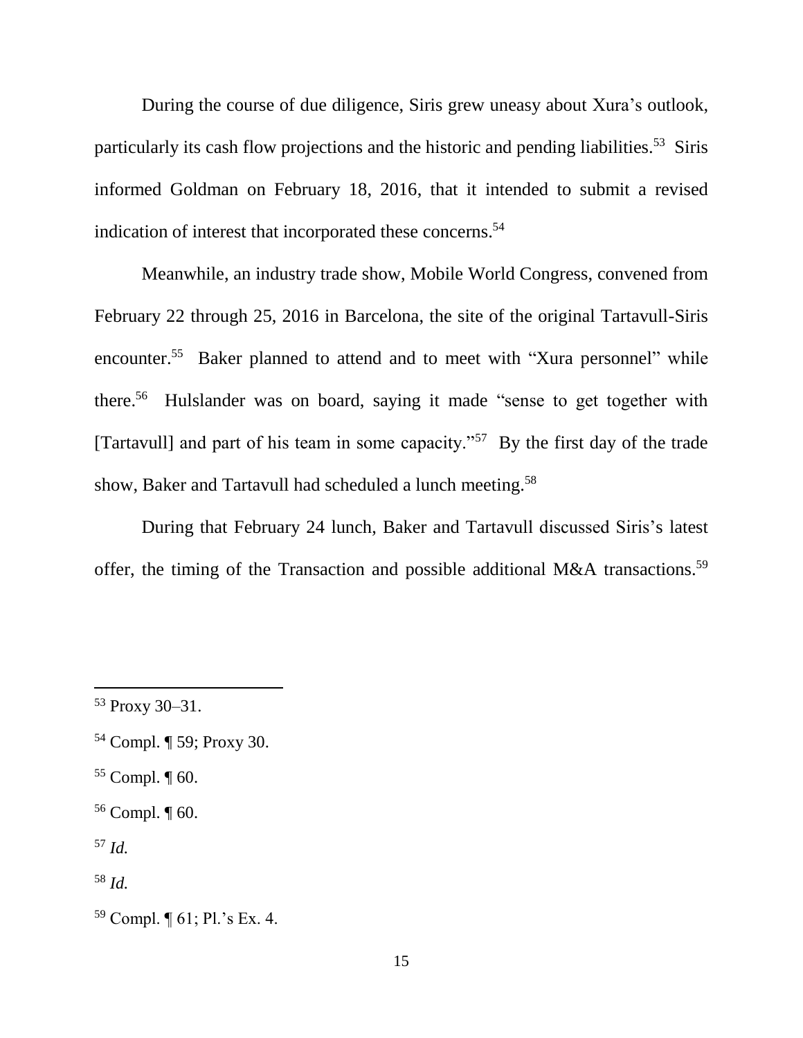During the course of due diligence, Siris grew uneasy about Xura's outlook, particularly its cash flow projections and the historic and pending liabilities.[53] Siris informed Goldman on February 18, 2016, that it intended to submit a revised indication of interest that incorporated these concerns.[54]

Meanwhile, an industry trade show, Mobile World Congress, convened from February 22 through 25, 2016 in Barcelona, the site of the original Tartavull-Siris encounter.[55] Baker planned to attend and to meet with "Xura personnel" while there.[56] Hulslander was on board, saying it made "sense to get together with [Tartavull] and part of his team in some capacity."[57] By the first day of the trade show, Baker and Tartavull had scheduled a lunch meeting.[58]

During that February 24 lunch, Baker and Tartavull discussed Siris's latest offer, the timing of the Transaction and possible additional M&A transactions.[59]

---

[53] Proxy 30–31.

[54] Compl. ¶ 59; Proxy 30.

[55] Compl. ¶ 60.

[56] Compl. ¶ 60.

[57] *Id.*

[58] *Id.*

[59] Compl. ¶ 61; Pl.'s Ex. 4.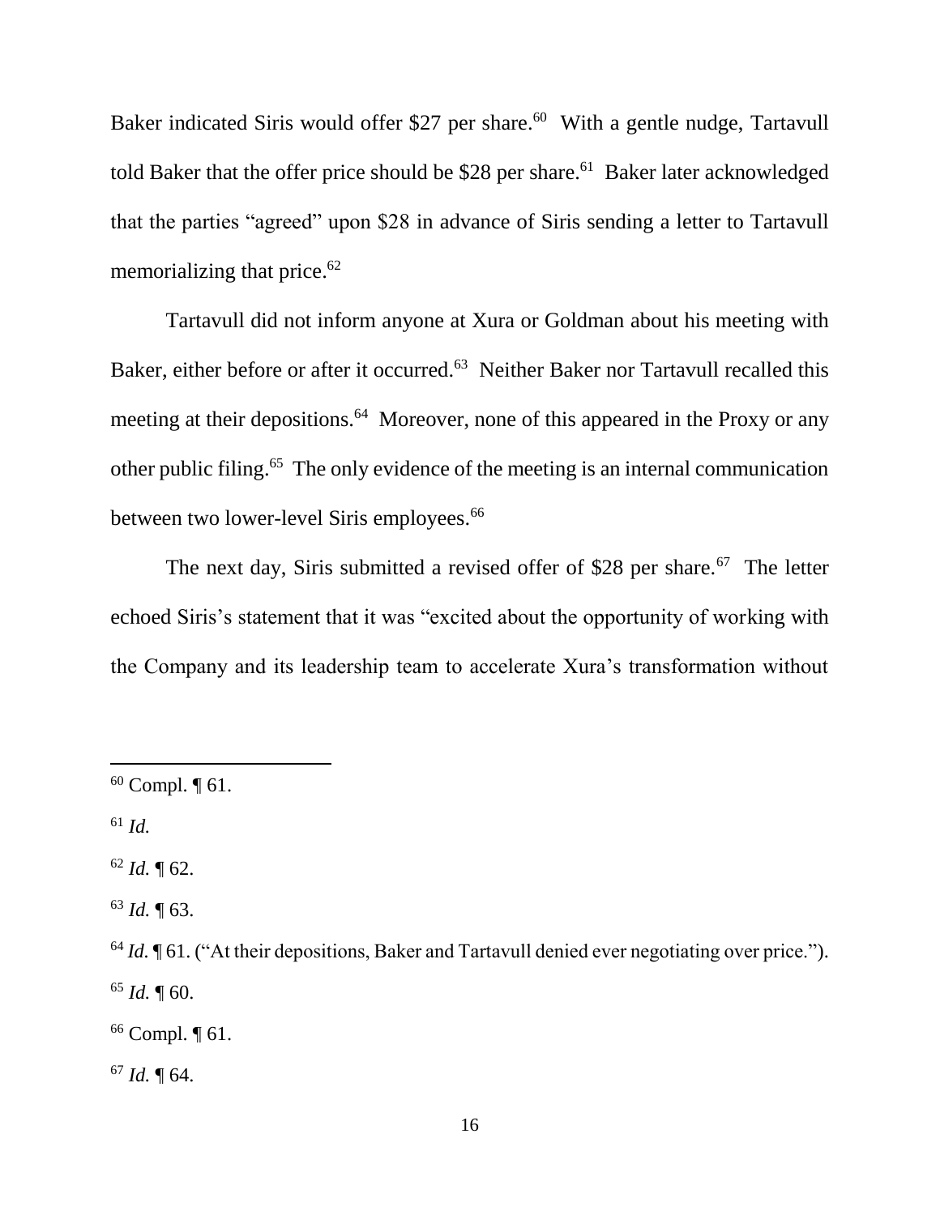Baker indicated Siris would offer $27 per share.[60] With a gentle nudge, Tartavull told Baker that the offer price should be $28 per share.[61] Baker later acknowledged that the parties "agreed" upon $28 in advance of Siris sending a letter to Tartavull memorializing that price.[62]

Tartavull did not inform anyone at Xura or Goldman about his meeting with Baker, either before or after it occurred.[63] Neither Baker nor Tartavull recalled this meeting at their depositions.[64] Moreover, none of this appeared in the Proxy or any other public filing.[65] The only evidence of the meeting is an internal communication between two lower-level Siris employees.[66]

The next day, Siris submitted a revised offer of $28 per share.[67] The letter echoed Siris's statement that it was "excited about the opportunity of working with the Company and its leadership team to accelerate Xura's transformation without

---

[60] Compl. ¶ 61.

[61] *Id.*

[62] *Id.* ¶ 62.

[63] *Id.* ¶ 63.

[64] *Id.* ¶ 61. ("At their depositions, Baker and Tartavull denied ever negotiating over price.").

[65] *Id.* ¶ 60.

[66] Compl. ¶ 61.

[67] *Id.* ¶ 64.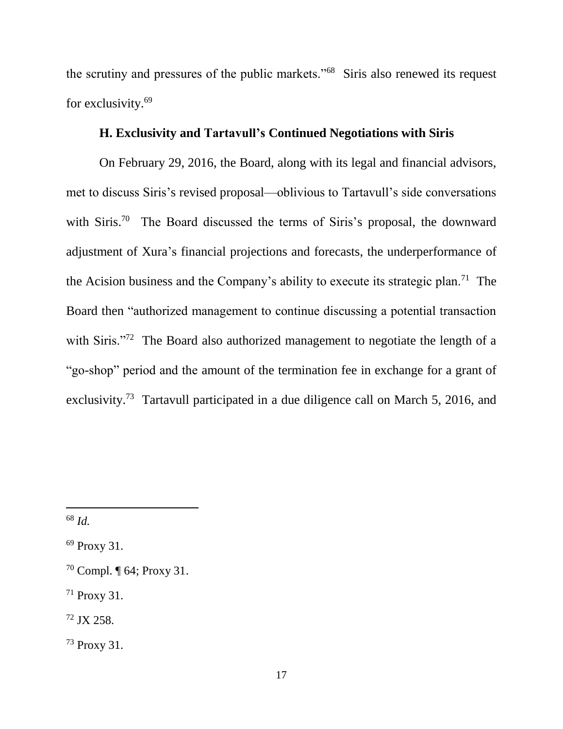the scrutiny and pressures of the public markets."[68] Siris also renewed its request for exclusivity.[69]

### H. Exclusivity and Tartavull's Continued Negotiations with Siris

On February 29, 2016, the Board, along with its legal and financial advisors, met to discuss Siris's revised proposal—oblivious to Tartavull's side conversations with Siris.[70] The Board discussed the terms of Siris's proposal, the downward adjustment of Xura's financial projections and forecasts, the underperformance of the Acision business and the Company's ability to execute its strategic plan.[71] The Board then "authorized management to continue discussing a potential transaction with Siris."[72] The Board also authorized management to negotiate the length of a "go-shop" period and the amount of the termination fee in exchange for a grant of exclusivity.[73] Tartavull participated in a due diligence call on March 5, 2016, and

---

[68] *Id.*

[69] Proxy 31.

[70] Compl. ¶ 64; Proxy 31.

[71] Proxy 31.

[72] JX 258.

[73] Proxy 31.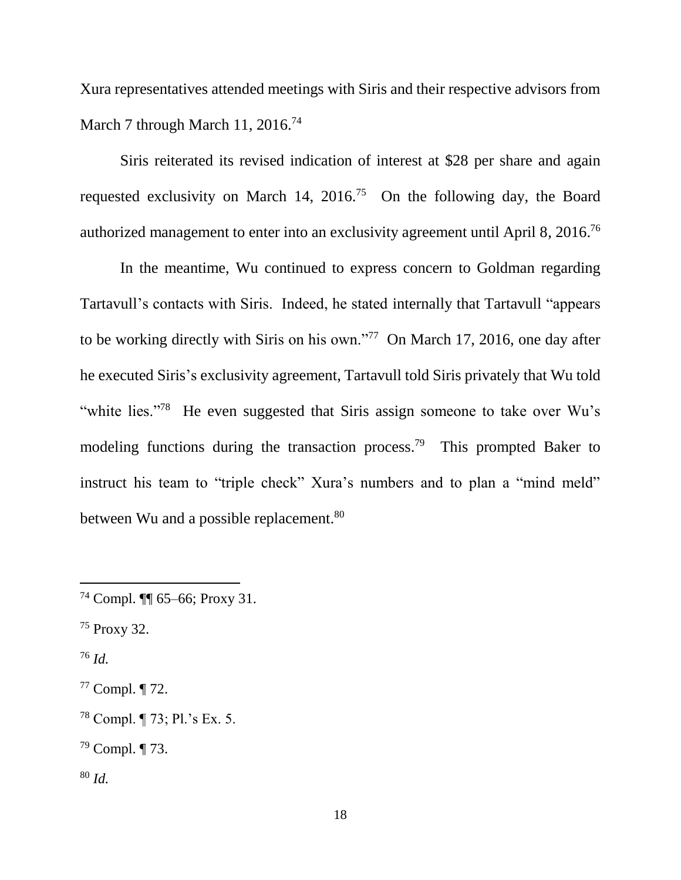Xura representatives attended meetings with Siris and their respective advisors from March 7 through March 11, 2016.[74]

Siris reiterated its revised indication of interest at $28 per share and again requested exclusivity on March 14, 2016.[75] On the following day, the Board authorized management to enter into an exclusivity agreement until April 8, 2016.[76]

In the meantime, Wu continued to express concern to Goldman regarding Tartavull's contacts with Siris. Indeed, he stated internally that Tartavull "appears to be working directly with Siris on his own."[77] On March 17, 2016, one day after he executed Siris's exclusivity agreement, Tartavull told Siris privately that Wu told "white lies."[78] He even suggested that Siris assign someone to take over Wu's modeling functions during the transaction process.[79] This prompted Baker to instruct his team to "triple check" Xura's numbers and to plan a "mind meld" between Wu and a possible replacement.[80]

---

[74] Compl. ¶¶ 65–66; Proxy 31.

[75] Proxy 32.

[76] *Id.*

[77] Compl. ¶ 72.

[78] Compl. ¶ 73; Pl.'s Ex. 5.

[79] Compl. ¶ 73.

[80] *Id.*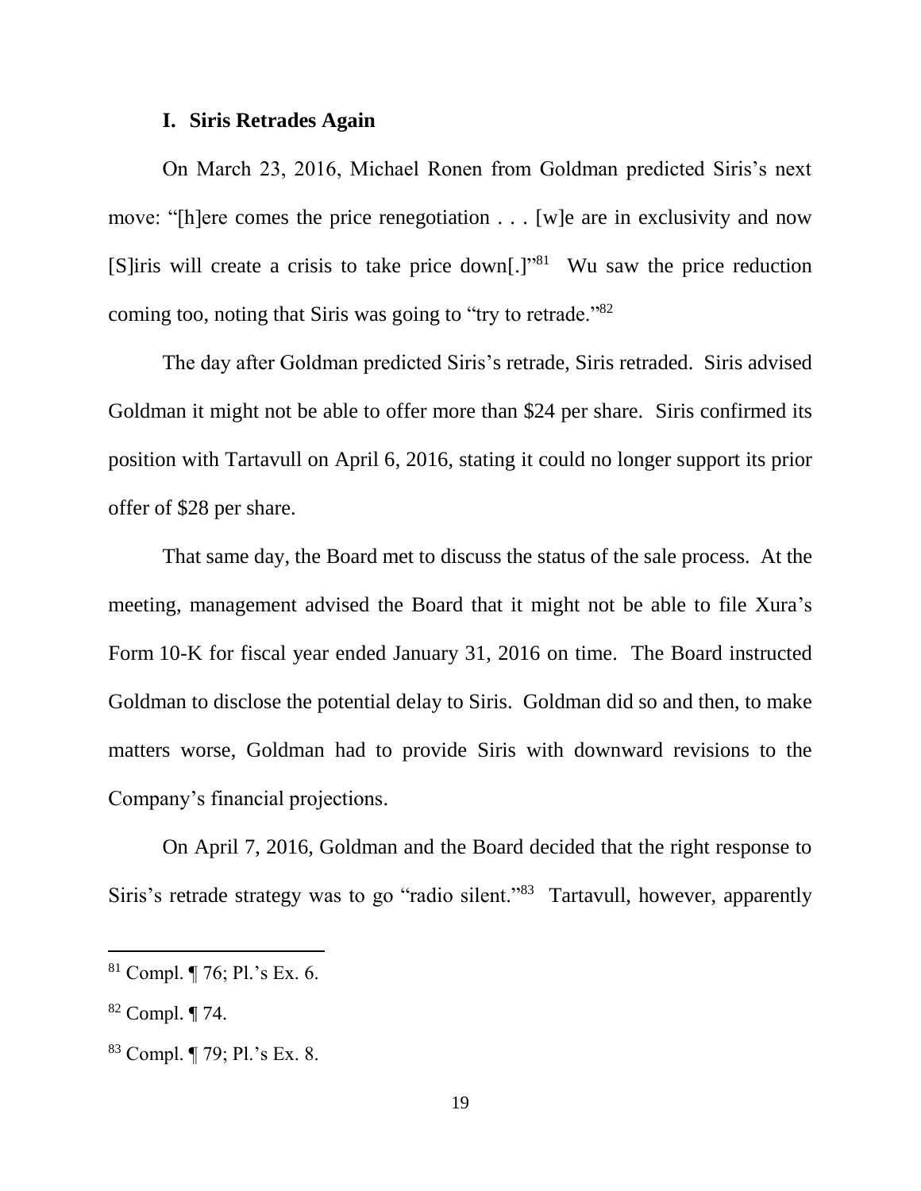### I. Siris Retrades Again

On March 23, 2016, Michael Ronen from Goldman predicted Siris's next move: "[h]ere comes the price renegotiation . . . [w]e are in exclusivity and now [S]iris will create a crisis to take price down[.]"[81] Wu saw the price reduction coming too, noting that Siris was going to "try to retrade."[82]

The day after Goldman predicted Siris's retrade, Siris retraded. Siris advised Goldman it might not be able to offer more than $24 per share. Siris confirmed its position with Tartavull on April 6, 2016, stating it could no longer support its prior offer of $28 per share.

That same day, the Board met to discuss the status of the sale process. At the meeting, management advised the Board that it might not be able to file Xura's Form 10-K for fiscal year ended January 31, 2016 on time. The Board instructed Goldman to disclose the potential delay to Siris. Goldman did so and then, to make matters worse, Goldman had to provide Siris with downward revisions to the Company's financial projections.

On April 7, 2016, Goldman and the Board decided that the right response to Siris's retrade strategy was to go "radio silent."[83] Tartavull, however, apparently

---

[81] Compl. ¶ 76; Pl.'s Ex. 6.

[82] Compl. ¶ 74.

[83] Compl. ¶ 79; Pl.'s Ex. 8.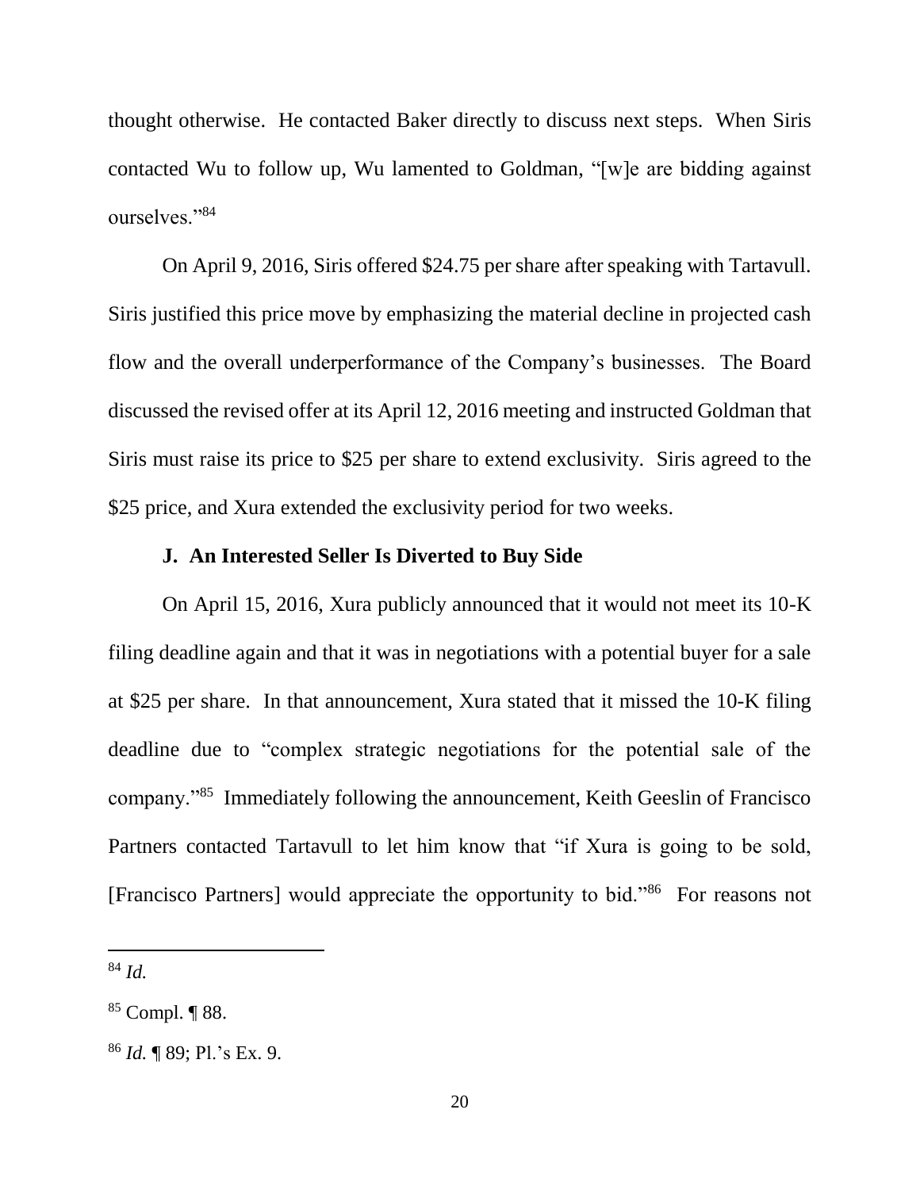thought otherwise. He contacted Baker directly to discuss next steps. When Siris contacted Wu to follow up, Wu lamented to Goldman, "[w]e are bidding against ourselves."[84]

On April 9, 2016, Siris offered $24.75 per share after speaking with Tartavull. Siris justified this price move by emphasizing the material decline in projected cash flow and the overall underperformance of the Company's businesses. The Board discussed the revised offer at its April 12, 2016 meeting and instructed Goldman that Siris must raise its price to $25 per share to extend exclusivity. Siris agreed to the $25 price, and Xura extended the exclusivity period for two weeks.

### J. An Interested Seller Is Diverted to Buy Side

On April 15, 2016, Xura publicly announced that it would not meet its 10-K filing deadline again and that it was in negotiations with a potential buyer for a sale at $25 per share. In that announcement, Xura stated that it missed the 10-K filing deadline due to "complex strategic negotiations for the potential sale of the company."[85] Immediately following the announcement, Keith Geeslin of Francisco Partners contacted Tartavull to let him know that "if Xura is going to be sold, [Francisco Partners] would appreciate the opportunity to bid."[86] For reasons not

---

[84] *Id.*

[85] Compl. ¶ 88.

[86] *Id.* ¶ 89; Pl.'s Ex. 9.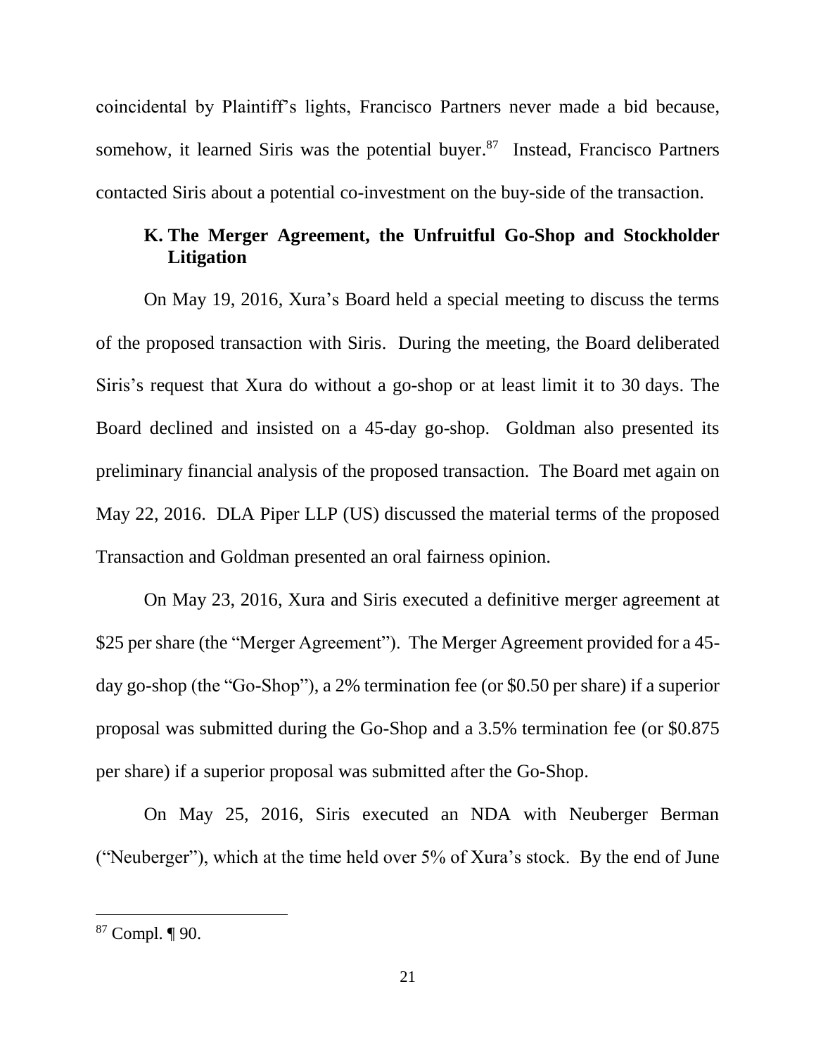coincidental by Plaintiff's lights, Francisco Partners never made a bid because, somehow, it learned Siris was the potential buyer.[87] Instead, Francisco Partners contacted Siris about a potential co-investment on the buy-side of the transaction.

### K. The Merger Agreement, the Unfruitful Go-Shop and Stockholder Litigation

On May 19, 2016, Xura's Board held a special meeting to discuss the terms of the proposed transaction with Siris. During the meeting, the Board deliberated Siris's request that Xura do without a go-shop or at least limit it to 30 days. The Board declined and insisted on a 45-day go-shop. Goldman also presented its preliminary financial analysis of the proposed transaction. The Board met again on May 22, 2016. DLA Piper LLP (US) discussed the material terms of the proposed Transaction and Goldman presented an oral fairness opinion.

On May 23, 2016, Xura and Siris executed a definitive merger agreement at $25 per share (the "Merger Agreement"). The Merger Agreement provided for a 45-day go-shop (the "Go-Shop"), a 2% termination fee (or $0.50 per share) if a superior proposal was submitted during the Go-Shop and a 3.5% termination fee (or $0.875 per share) if a superior proposal was submitted after the Go-Shop.

On May 25, 2016, Siris executed an NDA with Neuberger Berman ("Neuberger"), which at the time held over 5% of Xura's stock. By the end of June

---

[87] Compl. ¶ 90.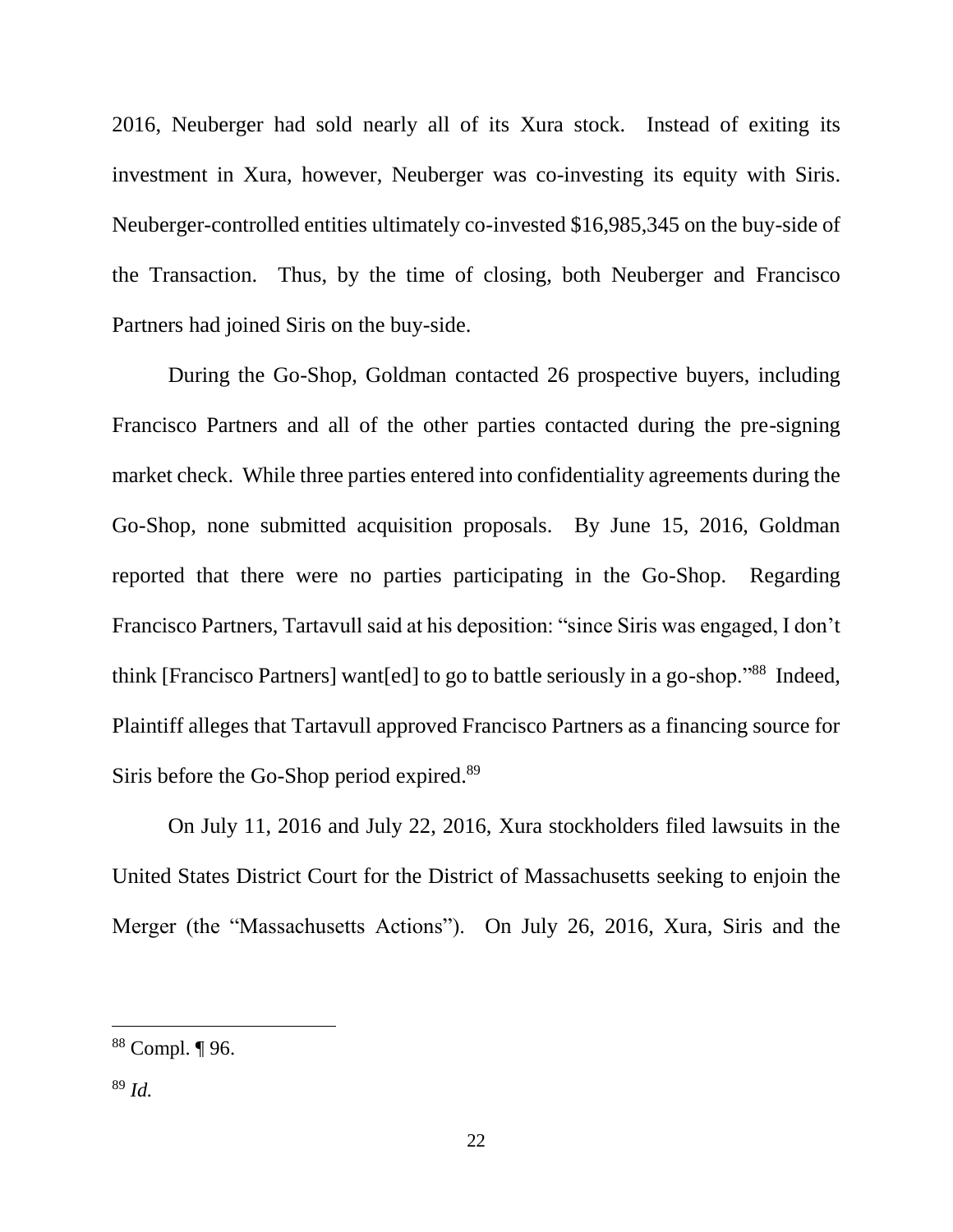2016, Neuberger had sold nearly all of its Xura stock. Instead of exiting its investment in Xura, however, Neuberger was co-investing its equity with Siris. Neuberger-controlled entities ultimately co-invested $16,985,345 on the buy-side of the Transaction. Thus, by the time of closing, both Neuberger and Francisco Partners had joined Siris on the buy-side.

During the Go-Shop, Goldman contacted 26 prospective buyers, including Francisco Partners and all of the other parties contacted during the pre-signing market check. While three parties entered into confidentiality agreements during the Go-Shop, none submitted acquisition proposals. By June 15, 2016, Goldman reported that there were no parties participating in the Go-Shop. Regarding Francisco Partners, Tartavull said at his deposition: "since Siris was engaged, I don't think [Francisco Partners] want[ed] to go to battle seriously in a go-shop."[88] Indeed, Plaintiff alleges that Tartavull approved Francisco Partners as a financing source for Siris before the Go-Shop period expired.[89]

On July 11, 2016 and July 22, 2016, Xura stockholders filed lawsuits in the United States District Court for the District of Massachusetts seeking to enjoin the Merger (the "Massachusetts Actions"). On July 26, 2016, Xura, Siris and the

---

[88] Compl. ¶ 96.

[89] *Id.*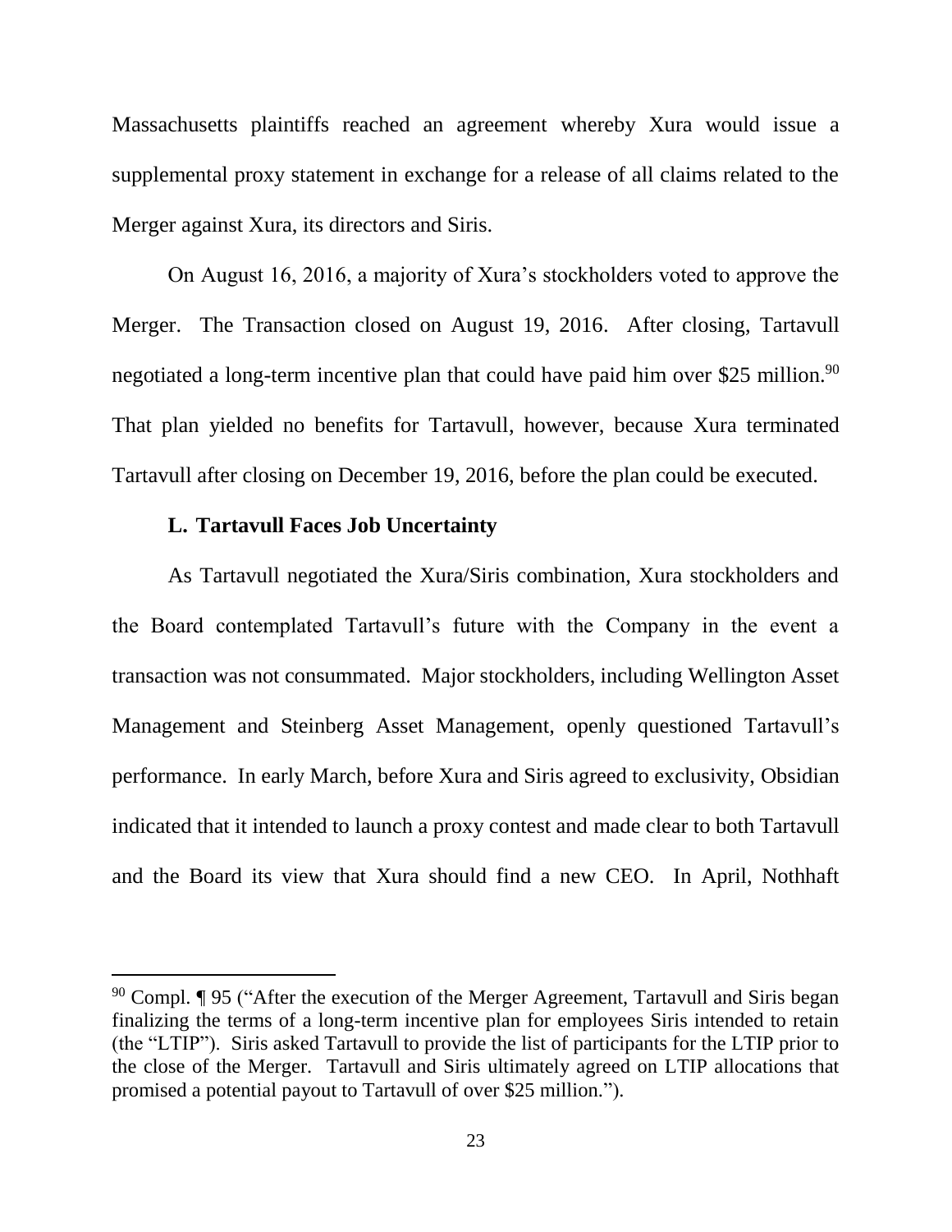Massachusetts plaintiffs reached an agreement whereby Xura would issue a supplemental proxy statement in exchange for a release of all claims related to the Merger against Xura, its directors and Siris.

On August 16, 2016, a majority of Xura's stockholders voted to approve the Merger. The Transaction closed on August 19, 2016. After closing, Tartavull negotiated a long-term incentive plan that could have paid him over $25 million.[90] That plan yielded no benefits for Tartavull, however, because Xura terminated Tartavull after closing on December 19, 2016, before the plan could be executed.

### L. Tartavull Faces Job Uncertainty

As Tartavull negotiated the Xura/Siris combination, Xura stockholders and the Board contemplated Tartavull's future with the Company in the event a transaction was not consummated. Major stockholders, including Wellington Asset Management and Steinberg Asset Management, openly questioned Tartavull's performance. In early March, before Xura and Siris agreed to exclusivity, Obsidian indicated that it intended to launch a proxy contest and made clear to both Tartavull and the Board its view that Xura should find a new CEO. In April, Nothhaft

---

[90] Compl. ¶ 95 ("After the execution of the Merger Agreement, Tartavull and Siris began finalizing the terms of a long-term incentive plan for employees Siris intended to retain (the "LTIP"). Siris asked Tartavull to provide the list of participants for the LTIP prior to the close of the Merger. Tartavull and Siris ultimately agreed on LTIP allocations that promised a potential payout to Tartavull of over $25 million.").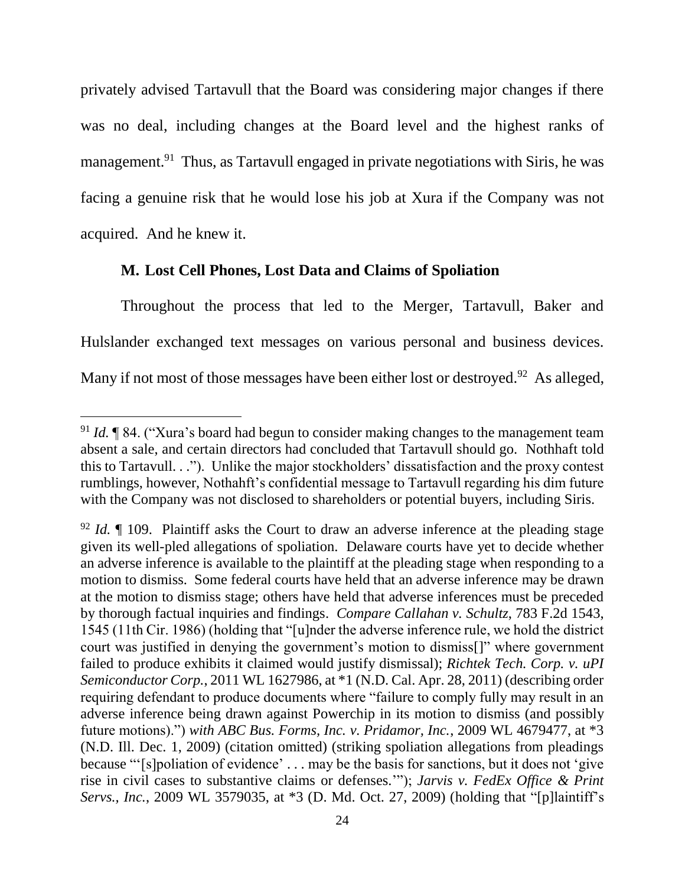privately advised Tartavull that the Board was considering major changes if there was no deal, including changes at the Board level and the highest ranks of management.[91] Thus, as Tartavull engaged in private negotiations with Siris, he was facing a genuine risk that he would lose his job at Xura if the Company was not acquired. And he knew it.

### M. Lost Cell Phones, Lost Data and Claims of Spoliation

Throughout the process that led to the Merger, Tartavull, Baker and Hulslander exchanged text messages on various personal and business devices. Many if not most of those messages have been either lost or destroyed.[92] As alleged,

---

[91] *Id.* ¶ 84. ("Xura's board had begun to consider making changes to the management team absent a sale, and certain directors had concluded that Tartavull should go. Nothhaft told this to Tartavull. . ."). Unlike the major stockholders' dissatisfaction and the proxy contest rumblings, however, Nothahft's confidential message to Tartavull regarding his dim future with the Company was not disclosed to shareholders or potential buyers, including Siris.

[92] *Id.* ¶ 109. Plaintiff asks the Court to draw an adverse inference at the pleading stage given its well-pled allegations of spoliation. Delaware courts have yet to decide whether an adverse inference is available to the plaintiff at the pleading stage when responding to a motion to dismiss. Some federal courts have held that an adverse inference may be drawn at the motion to dismiss stage; others have held that adverse inferences must be preceded by thorough factual inquiries and findings. *Compare Callahan v. Schultz*, 783 F.2d 1543, 1545 (11th Cir. 1986) (holding that "[u]nder the adverse inference rule, we hold the district court was justified in denying the government's motion to dismiss[]" where government failed to produce exhibits it claimed would justify dismissal); *Richtek Tech. Corp. v. uPI Semiconductor Corp.*, 2011 WL 1627986, at *1 (N.D. Cal. Apr. 28, 2011) (describing order requiring defendant to produce documents where "failure to comply fully may result in an adverse inference being drawn against Powerchip in its motion to dismiss (and possibly future motions).") *with ABC Bus. Forms, Inc. v. Pridamor, Inc.*, 2009 WL 4679477, at *3 (N.D. Ill. Dec. 1, 2009) (citation omitted) (striking spoliation allegations from pleadings because "'[s]poliation of evidence' . . . may be the basis for sanctions, but it does not 'give rise in civil cases to substantive claims or defenses.'"); *Jarvis v. FedEx Office & Print Servs., Inc.*, 2009 WL 3579035, at *3 (D. Md. Oct. 27, 2009) (holding that "[p]laintiff's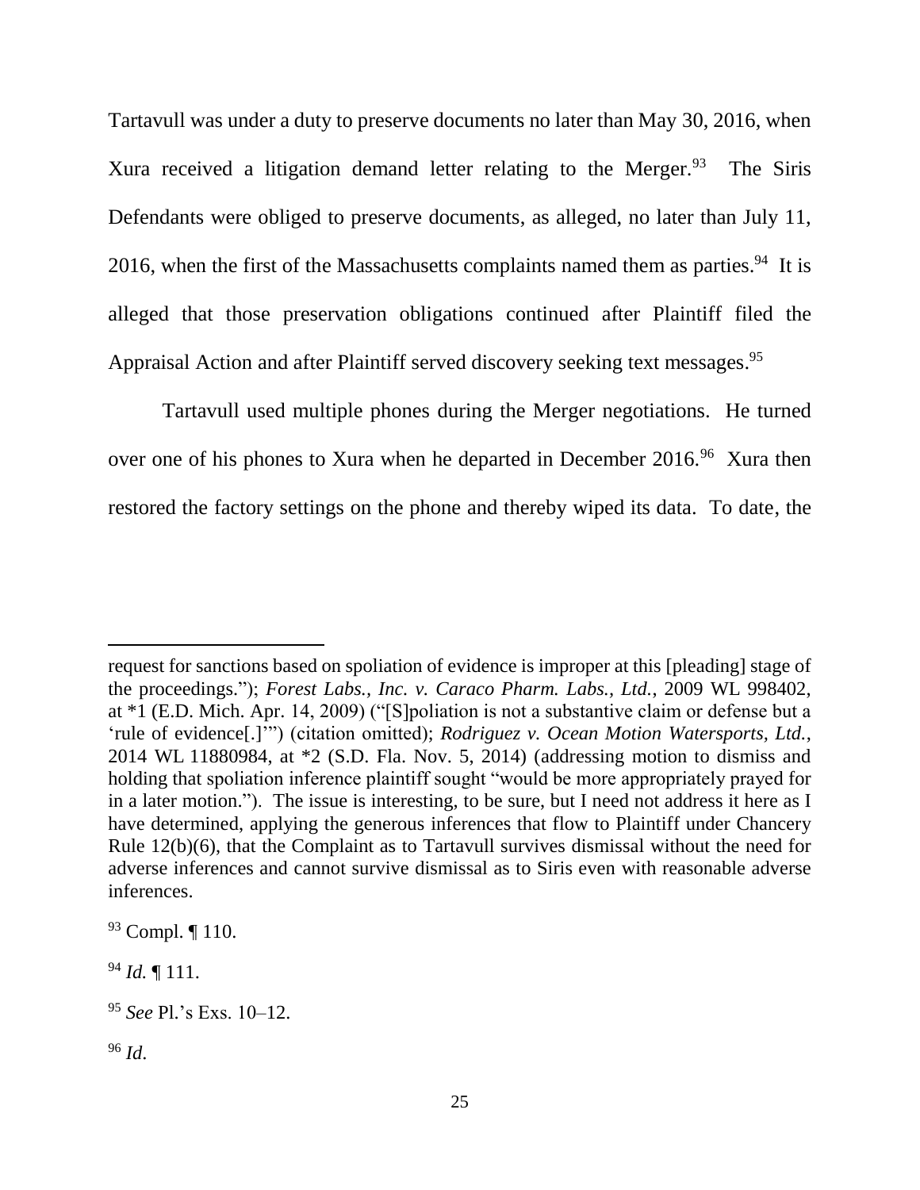Tartavull was under a duty to preserve documents no later than May 30, 2016, when Xura received a litigation demand letter relating to the Merger.[93] The Siris Defendants were obliged to preserve documents, as alleged, no later than July 11, 2016, when the first of the Massachusetts complaints named them as parties.[94] It is alleged that those preservation obligations continued after Plaintiff filed the Appraisal Action and after Plaintiff served discovery seeking text messages.[95]

Tartavull used multiple phones during the Merger negotiations. He turned over one of his phones to Xura when he departed in December 2016.[96] Xura then restored the factory settings on the phone and thereby wiped its data. To date, the

---

request for sanctions based on spoliation of evidence is improper at this [pleading] stage of the proceedings."); *Forest Labs., Inc. v. Caraco Pharm. Labs., Ltd.*, 2009 WL 998402, at *1 (E.D. Mich. Apr. 14, 2009) ("[S]poliation is not a substantive claim or defense but a 'rule of evidence[.]'") (citation omitted); *Rodriguez v. Ocean Motion Watersports, Ltd.*, 2014 WL 11880984, at *2 (S.D. Fla. Nov. 5, 2014) (addressing motion to dismiss and holding that spoliation inference plaintiff sought "would be more appropriately prayed for in a later motion."). The issue is interesting, to be sure, but I need not address it here as I have determined, applying the generous inferences that flow to Plaintiff under Chancery Rule 12(b)(6), that the Complaint as to Tartavull survives dismissal without the need for adverse inferences and cannot survive dismissal as to Siris even with reasonable adverse inferences.

[93] Compl. ¶ 110.

[94] *Id.* ¶ 111.

[95] *See* Pl.'s Exs. 10–12.

[96] *Id*.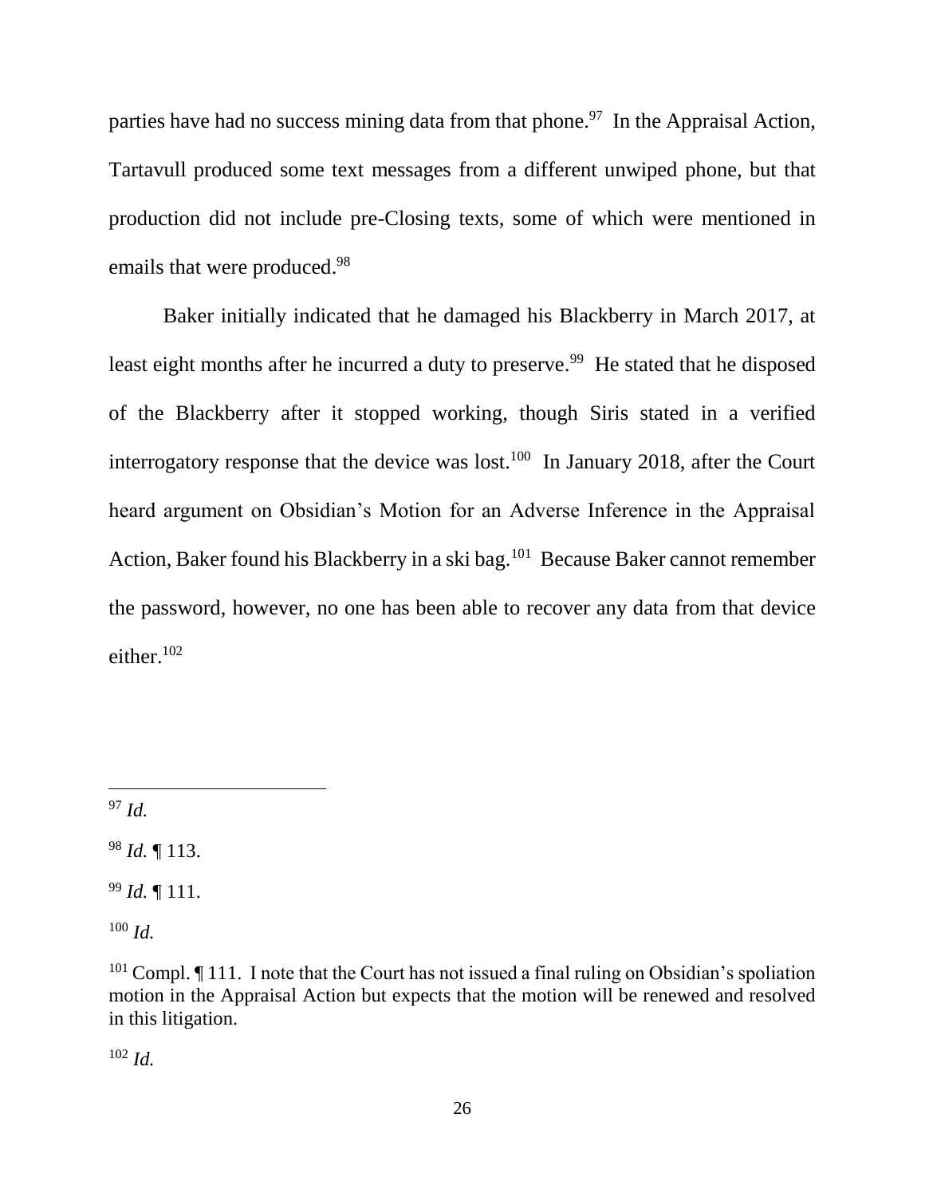parties have had no success mining data from that phone.[97] In the Appraisal Action, Tartavull produced some text messages from a different unwiped phone, but that production did not include pre-Closing texts, some of which were mentioned in emails that were produced.[98]

Baker initially indicated that he damaged his Blackberry in March 2017, at least eight months after he incurred a duty to preserve.[99] He stated that he disposed of the Blackberry after it stopped working, though Siris stated in a verified interrogatory response that the device was lost.[100] In January 2018, after the Court heard argument on Obsidian's Motion for an Adverse Inference in the Appraisal Action, Baker found his Blackberry in a ski bag.[101] Because Baker cannot remember the password, however, no one has been able to recover any data from that device either.[102]

---

[97] *Id.*

[98] *Id.* ¶ 113.

[99] *Id.* ¶ 111.

[100] *Id.*

[101] Compl. ¶ 111. I note that the Court has not issued a final ruling on Obsidian's spoliation motion in the Appraisal Action but expects that the motion will be renewed and resolved in this litigation.

[102] *Id.*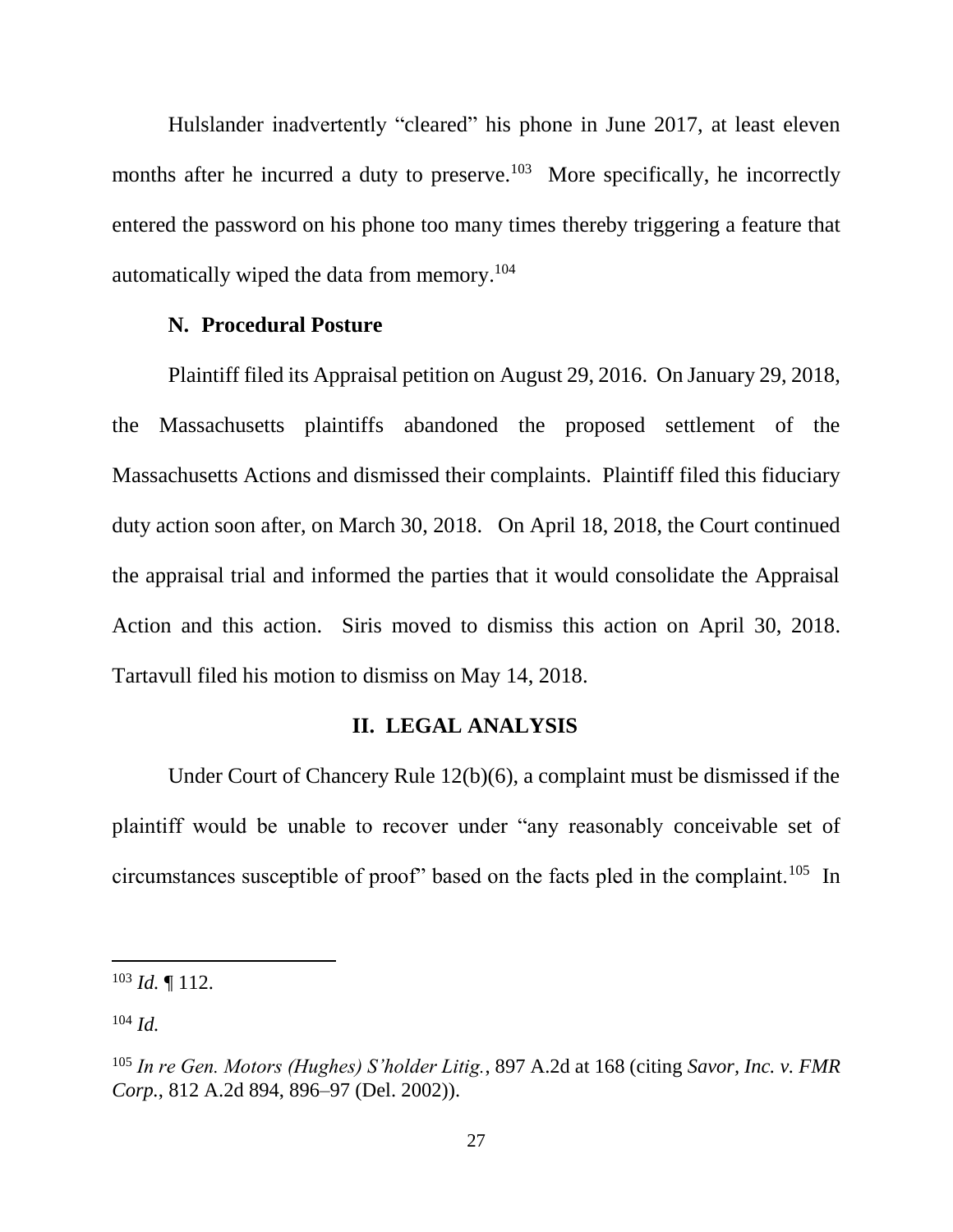Hulslander inadvertently "cleared" his phone in June 2017, at least eleven months after he incurred a duty to preserve.[103] More specifically, he incorrectly entered the password on his phone too many times thereby triggering a feature that automatically wiped the data from memory.[104]

### N. Procedural Posture

Plaintiff filed its Appraisal petition on August 29, 2016. On January 29, 2018, the Massachusetts plaintiffs abandoned the proposed settlement of the Massachusetts Actions and dismissed their complaints. Plaintiff filed this fiduciary duty action soon after, on March 30, 2018. On April 18, 2018, the Court continued the appraisal trial and informed the parties that it would consolidate the Appraisal Action and this action. Siris moved to dismiss this action on April 30, 2018. Tartavull filed his motion to dismiss on May 14, 2018.

## II. LEGAL ANALYSIS

Under Court of Chancery Rule 12(b)(6), a complaint must be dismissed if the plaintiff would be unable to recover under "any reasonably conceivable set of circumstances susceptible of proof" based on the facts pled in the complaint.[105] In

---

[103] *Id.* ¶ 112.

[104] *Id.*

[105] *In re Gen. Motors (Hughes) S'holder Litig.*, 897 A.2d at 168 (citing *Savor, Inc. v. FMR Corp.*, 812 A.2d 894, 896–97 (Del. 2002)).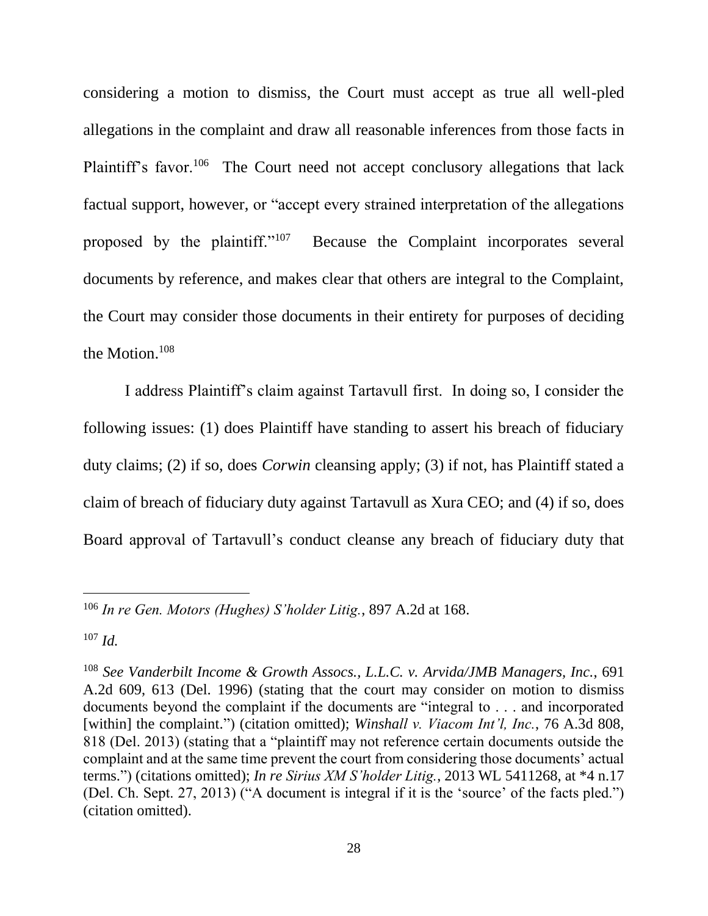considering a motion to dismiss, the Court must accept as true all well-pled allegations in the complaint and draw all reasonable inferences from those facts in Plaintiff's favor.[106] The Court need not accept conclusory allegations that lack factual support, however, or "accept every strained interpretation of the allegations proposed by the plaintiff."[107] Because the Complaint incorporates several documents by reference, and makes clear that others are integral to the Complaint, the Court may consider those documents in their entirety for purposes of deciding the Motion.[108]

I address Plaintiff's claim against Tartavull first. In doing so, I consider the following issues: (1) does Plaintiff have standing to assert his breach of fiduciary duty claims; (2) if so, does *Corwin* cleansing apply; (3) if not, has Plaintiff stated a claim of breach of fiduciary duty against Tartavull as Xura CEO; and (4) if so, does Board approval of Tartavull's conduct cleanse any breach of fiduciary duty that

---

[106] *In re Gen. Motors (Hughes) S'holder Litig.*, 897 A.2d at 168.

[107] *Id.*

[108] *See Vanderbilt Income & Growth Assocs., L.L.C. v. Arvida/JMB Managers, Inc.*, 691 A.2d 609, 613 (Del. 1996) (stating that the court may consider on motion to dismiss documents beyond the complaint if the documents are "integral to . . . and incorporated [within] the complaint.") (citation omitted); *Winshall v. Viacom Int'l, Inc.*, 76 A.3d 808, 818 (Del. 2013) (stating that a "plaintiff may not reference certain documents outside the complaint and at the same time prevent the court from considering those documents' actual terms.") (citations omitted); *In re Sirius XM S'holder Litig.*, 2013 WL 5411268, at *4 n.17 (Del. Ch. Sept. 27, 2013) ("A document is integral if it is the 'source' of the facts pled.") (citation omitted).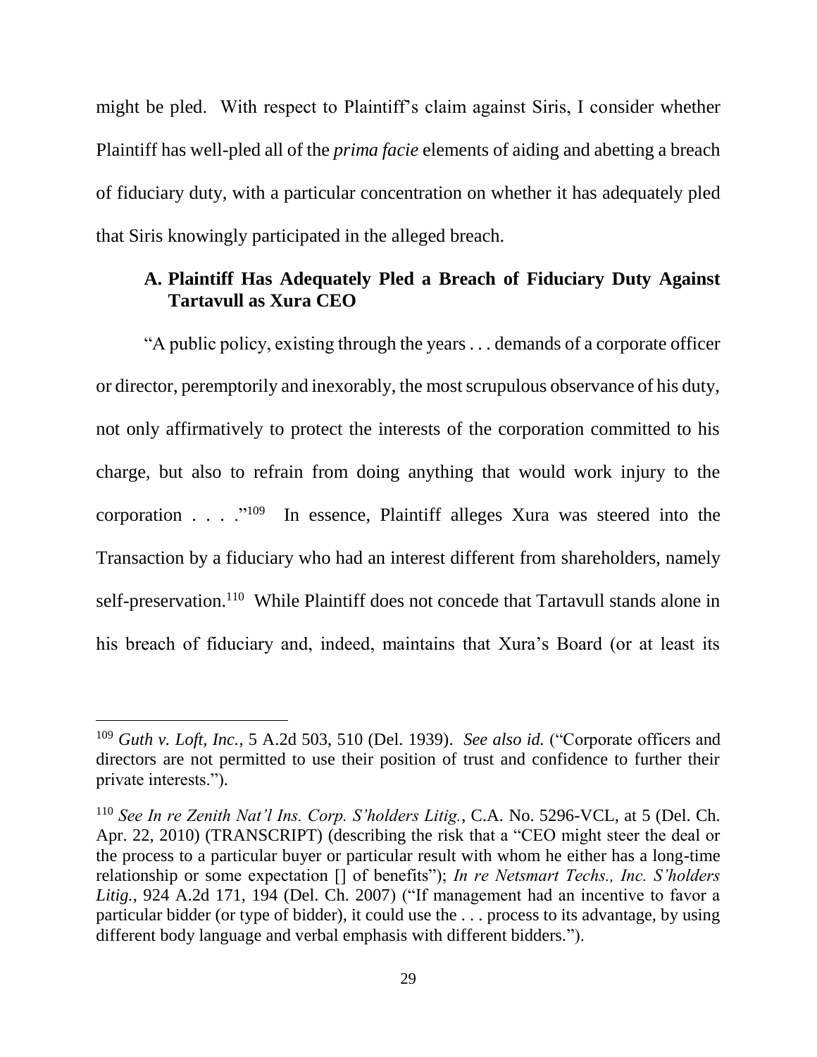might be pled. With respect to Plaintiff's claim against Siris, I consider whether Plaintiff has well-pled all of the *prima facie* elements of aiding and abetting a breach of fiduciary duty, with a particular concentration on whether it has adequately pled that Siris knowingly participated in the alleged breach.

### A. Plaintiff Has Adequately Pled a Breach of Fiduciary Duty Against Tartavull as Xura CEO

"A public policy, existing through the years . . . demands of a corporate officer or director, peremptorily and inexorably, the most scrupulous observance of his duty, not only affirmatively to protect the interests of the corporation committed to his charge, but also to refrain from doing anything that would work injury to the corporation . . . ."[109] In essence, Plaintiff alleges Xura was steered into the Transaction by a fiduciary who had an interest different from shareholders, namely self-preservation.[110] While Plaintiff does not concede that Tartavull stands alone in his breach of fiduciary and, indeed, maintains that Xura's Board (or at least its

---

[109] *Guth v. Loft, Inc.*, 5 A.2d 503, 510 (Del. 1939). *See also id.* ("Corporate officers and directors are not permitted to use their position of trust and confidence to further their private interests.").

[110] *See In re Zenith Nat'l Ins. Corp. S'holders Litig.*, C.A. No. 5296-VCL, at 5 (Del. Ch. Apr. 22, 2010) (TRANSCRIPT) (describing the risk that a "CEO might steer the deal or the process to a particular buyer or particular result with whom he either has a long-time relationship or some expectation [] of benefits"); *In re Netsmart Techs., Inc. S'holders Litig.*, 924 A.2d 171, 194 (Del. Ch. 2007) ("If management had an incentive to favor a particular bidder (or type of bidder), it could use the . . . process to its advantage, by using different body language and verbal emphasis with different bidders.").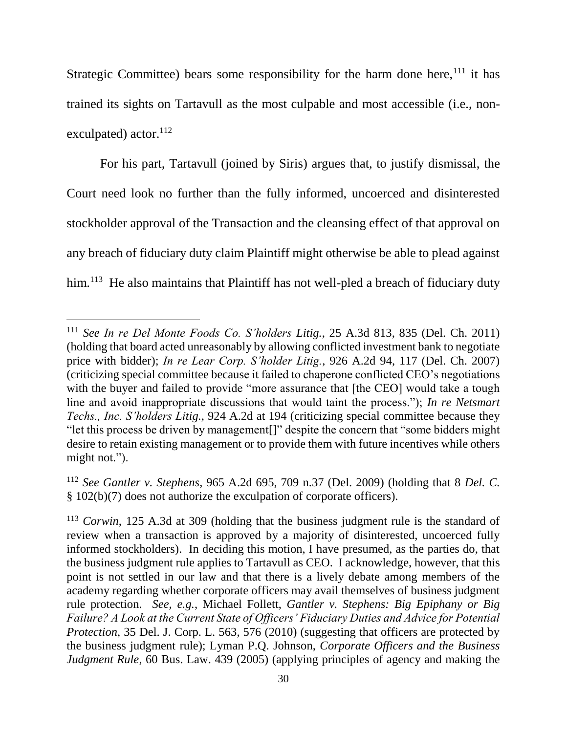Strategic Committee) bears some responsibility for the harm done here,[111] it has trained its sights on Tartavull as the most culpable and most accessible (i.e., non-exculpated) actor.[112]

For his part, Tartavull (joined by Siris) argues that, to justify dismissal, the Court need look no further than the fully informed, uncoerced and disinterested stockholder approval of the Transaction and the cleansing effect of that approval on any breach of fiduciary duty claim Plaintiff might otherwise be able to plead against him.[113] He also maintains that Plaintiff has not well-pled a breach of fiduciary duty

---

[111] *See In re Del Monte Foods Co. S'holders Litig.*, 25 A.3d 813, 835 (Del. Ch. 2011) (holding that board acted unreasonably by allowing conflicted investment bank to negotiate price with bidder); *In re Lear Corp. S'holder Litig.*, 926 A.2d 94, 117 (Del. Ch. 2007) (criticizing special committee because it failed to chaperone conflicted CEO's negotiations with the buyer and failed to provide "more assurance that [the CEO] would take a tough line and avoid inappropriate discussions that would taint the process."); *In re Netsmart Techs., Inc. S'holders Litig.*, 924 A.2d at 194 (criticizing special committee because they "let this process be driven by management[]" despite the concern that "some bidders might desire to retain existing management or to provide them with future incentives while others might not.").

[112] *See Gantler v. Stephens*, 965 A.2d 695, 709 n.37 (Del. 2009) (holding that 8 *Del. C.* § 102(b)(7) does not authorize the exculpation of corporate officers).

[113] *Corwin*, 125 A.3d at 309 (holding that the business judgment rule is the standard of review when a transaction is approved by a majority of disinterested, uncoerced fully informed stockholders). In deciding this motion, I have presumed, as the parties do, that the business judgment rule applies to Tartavull as CEO. I acknowledge, however, that this point is not settled in our law and that there is a lively debate among members of the academy regarding whether corporate officers may avail themselves of business judgment rule protection. *See, e.g.*, Michael Follett, *Gantler v. Stephens: Big Epiphany or Big Failure? A Look at the Current State of Officers' Fiduciary Duties and Advice for Potential Protection*, 35 Del. J. Corp. L. 563, 576 (2010) (suggesting that officers are protected by the business judgment rule); Lyman P.Q. Johnson, *Corporate Officers and the Business Judgment Rule*, 60 Bus. Law. 439 (2005) (applying principles of agency and making the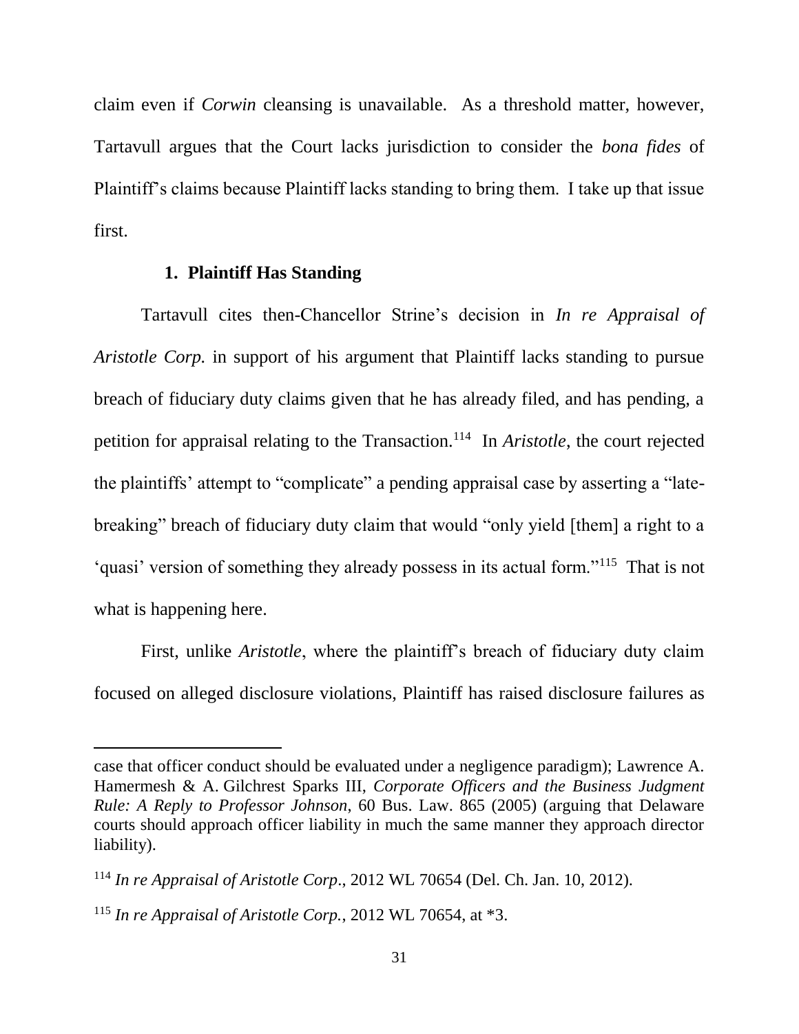claim even if *Corwin* cleansing is unavailable. As a threshold matter, however, Tartavull argues that the Court lacks jurisdiction to consider the *bona fides* of Plaintiff's claims because Plaintiff lacks standing to bring them. I take up that issue first.

### 1. Plaintiff Has Standing

Tartavull cites then-Chancellor Strine's decision in *In re Appraisal of Aristotle Corp.* in support of his argument that Plaintiff lacks standing to pursue breach of fiduciary duty claims given that he has already filed, and has pending, a petition for appraisal relating to the Transaction.[114] In *Aristotle*, the court rejected the plaintiffs' attempt to "complicate" a pending appraisal case by asserting a "late-breaking" breach of fiduciary duty claim that would "only yield [them] a right to a 'quasi' version of something they already possess in its actual form."[115] That is not what is happening here.

First, unlike *Aristotle*, where the plaintiff's breach of fiduciary duty claim focused on alleged disclosure violations, Plaintiff has raised disclosure failures as

---

case that officer conduct should be evaluated under a negligence paradigm); Lawrence A. Hamermesh & A. Gilchrest Sparks III, *Corporate Officers and the Business Judgment Rule: A Reply to Professor Johnson*, 60 Bus. Law. 865 (2005) (arguing that Delaware courts should approach officer liability in much the same manner they approach director liability).

[114] *In re Appraisal of Aristotle Corp*., 2012 WL 70654 (Del. Ch. Jan. 10, 2012).

[115] *In re Appraisal of Aristotle Corp.*, 2012 WL 70654, at *3.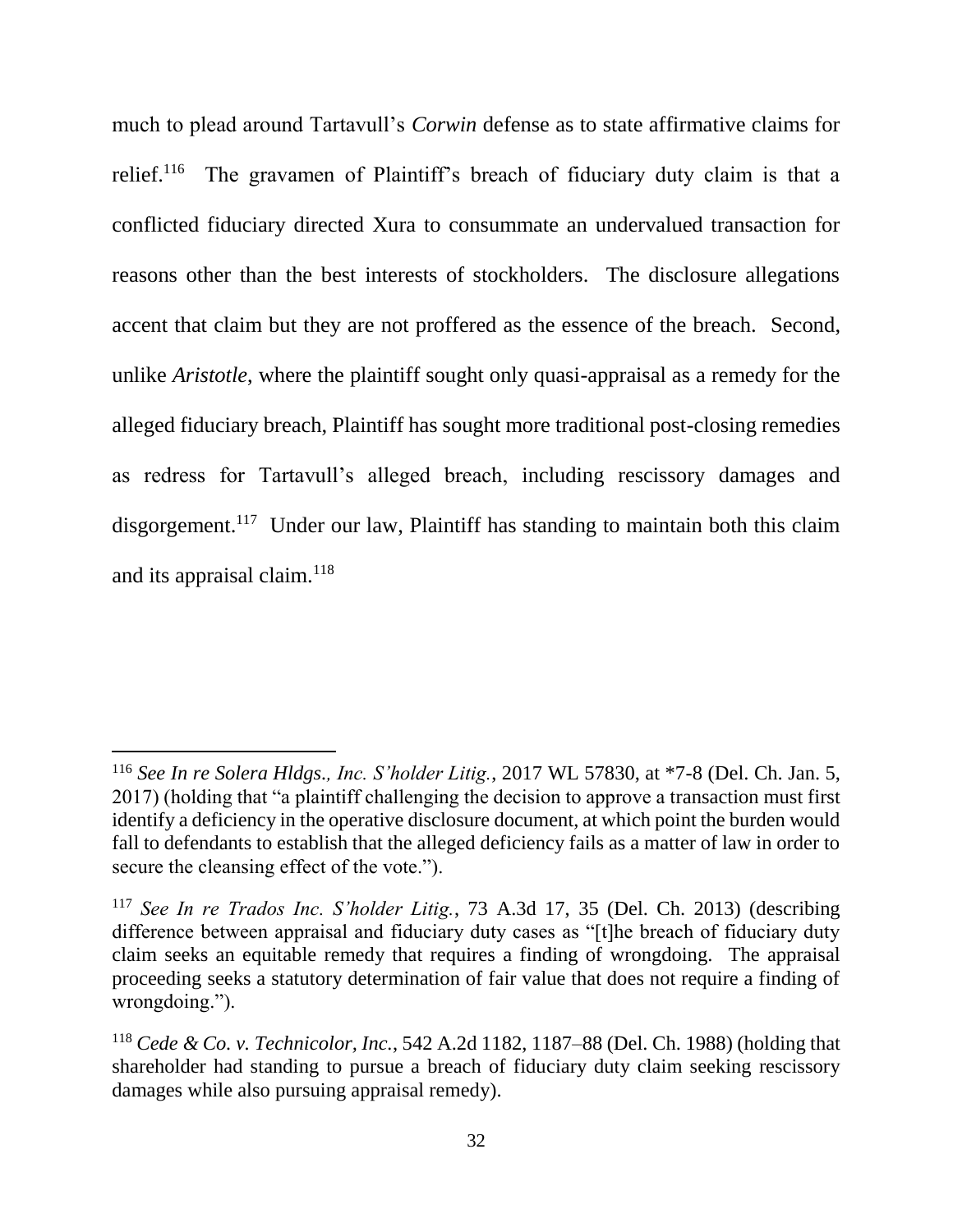much to plead around Tartavull's *Corwin* defense as to state affirmative claims for relief.[116] The gravamen of Plaintiff's breach of fiduciary duty claim is that a conflicted fiduciary directed Xura to consummate an undervalued transaction for reasons other than the best interests of stockholders. The disclosure allegations accent that claim but they are not proffered as the essence of the breach. Second, unlike *Aristotle*, where the plaintiff sought only quasi-appraisal as a remedy for the alleged fiduciary breach, Plaintiff has sought more traditional post-closing remedies as redress for Tartavull's alleged breach, including rescissory damages and disgorgement.[117] Under our law, Plaintiff has standing to maintain both this claim and its appraisal claim.[118]

---

[116] *See In re Solera Hldgs., Inc. S'holder Litig.*, 2017 WL 57830, at *7-8 (Del. Ch. Jan. 5, 2017) (holding that "a plaintiff challenging the decision to approve a transaction must first identify a deficiency in the operative disclosure document, at which point the burden would fall to defendants to establish that the alleged deficiency fails as a matter of law in order to secure the cleansing effect of the vote.").

[117] *See In re Trados Inc. S'holder Litig.*, 73 A.3d 17, 35 (Del. Ch. 2013) (describing difference between appraisal and fiduciary duty cases as "[t]he breach of fiduciary duty claim seeks an equitable remedy that requires a finding of wrongdoing. The appraisal proceeding seeks a statutory determination of fair value that does not require a finding of wrongdoing.").

[118] *Cede & Co. v. Technicolor, Inc.*, 542 A.2d 1182, 1187–88 (Del. Ch. 1988) (holding that shareholder had standing to pursue a breach of fiduciary duty claim seeking rescissory damages while also pursuing appraisal remedy).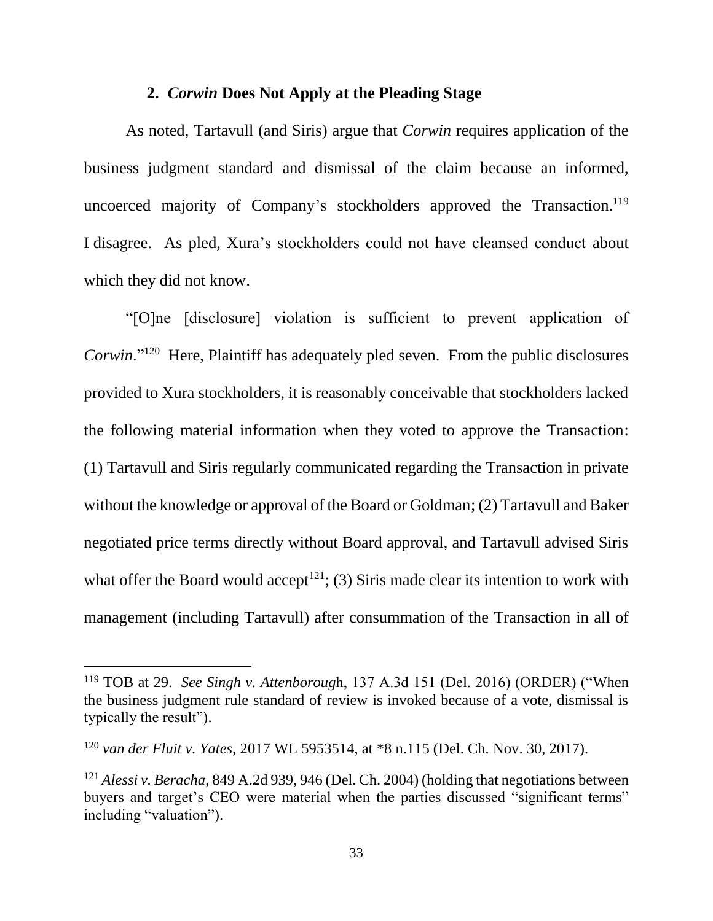### 2. *Corwin* Does Not Apply at the Pleading Stage

As noted, Tartavull (and Siris) argue that *Corwin* requires application of the business judgment standard and dismissal of the claim because an informed, uncoerced majority of Company's stockholders approved the Transaction.[119] I disagree. As pled, Xura's stockholders could not have cleansed conduct about which they did not know.

"[O]ne [disclosure] violation is sufficient to prevent application of *Corwin*."[120] Here, Plaintiff has adequately pled seven. From the public disclosures provided to Xura stockholders, it is reasonably conceivable that stockholders lacked the following material information when they voted to approve the Transaction: (1) Tartavull and Siris regularly communicated regarding the Transaction in private without the knowledge or approval of the Board or Goldman; (2) Tartavull and Baker negotiated price terms directly without Board approval, and Tartavull advised Siris what offer the Board would accept[121]; (3) Siris made clear its intention to work with management (including Tartavull) after consummation of the Transaction in all of

---

[119] TOB at 29. *See Singh v. Attenborough*, 137 A.3d 151 (Del. 2016) (ORDER) ("When the business judgment rule standard of review is invoked because of a vote, dismissal is typically the result").

[120] *van der Fluit v. Yates*, 2017 WL 5953514, at *8 n.115 (Del. Ch. Nov. 30, 2017).

[121] *Alessi v. Beracha*, 849 A.2d 939, 946 (Del. Ch. 2004) (holding that negotiations between buyers and target's CEO were material when the parties discussed "significant terms" including "valuation").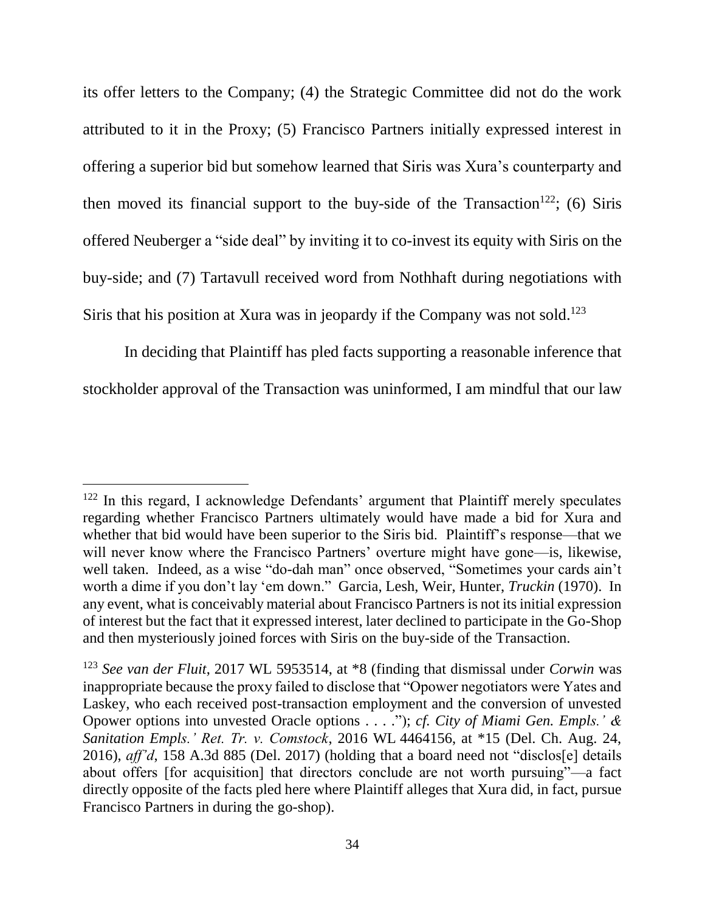its offer letters to the Company; (4) the Strategic Committee did not do the work attributed to it in the Proxy; (5) Francisco Partners initially expressed interest in offering a superior bid but somehow learned that Siris was Xura's counterparty and then moved its financial support to the buy-side of the Transaction[122]; (6) Siris offered Neuberger a "side deal" by inviting it to co-invest its equity with Siris on the buy-side; and (7) Tartavull received word from Nothhaft during negotiations with Siris that his position at Xura was in jeopardy if the Company was not sold.[123]

In deciding that Plaintiff has pled facts supporting a reasonable inference that stockholder approval of the Transaction was uninformed, I am mindful that our law

---

[122] In this regard, I acknowledge Defendants' argument that Plaintiff merely speculates regarding whether Francisco Partners ultimately would have made a bid for Xura and whether that bid would have been superior to the Siris bid. Plaintiff's response—that we will never know where the Francisco Partners' overture might have gone—is, likewise, well taken. Indeed, as a wise "do-dah man" once observed, "Sometimes your cards ain't worth a dime if you don't lay 'em down." Garcia, Lesh, Weir, Hunter, *Truckin* (1970). In any event, what is conceivably material about Francisco Partners is not its initial expression of interest but the fact that it expressed interest, later declined to participate in the Go-Shop and then mysteriously joined forces with Siris on the buy-side of the Transaction.

[123] *See van der Fluit*, 2017 WL 5953514, at *8 (finding that dismissal under *Corwin* was inappropriate because the proxy failed to disclose that "Opower negotiators were Yates and Laskey, who each received post-transaction employment and the conversion of unvested Opower options into unvested Oracle options . . . ."); *cf. City of Miami Gen. Empls.' & Sanitation Empls.' Ret. Tr. v. Comstock*, 2016 WL 4464156, at *15 (Del. Ch. Aug. 24, 2016), *aff'd*, 158 A.3d 885 (Del. 2017) (holding that a board need not "disclos[e] details about offers [for acquisition] that directors conclude are not worth pursuing"—a fact directly opposite of the facts pled here where Plaintiff alleges that Xura did, in fact, pursue Francisco Partners in during the go-shop).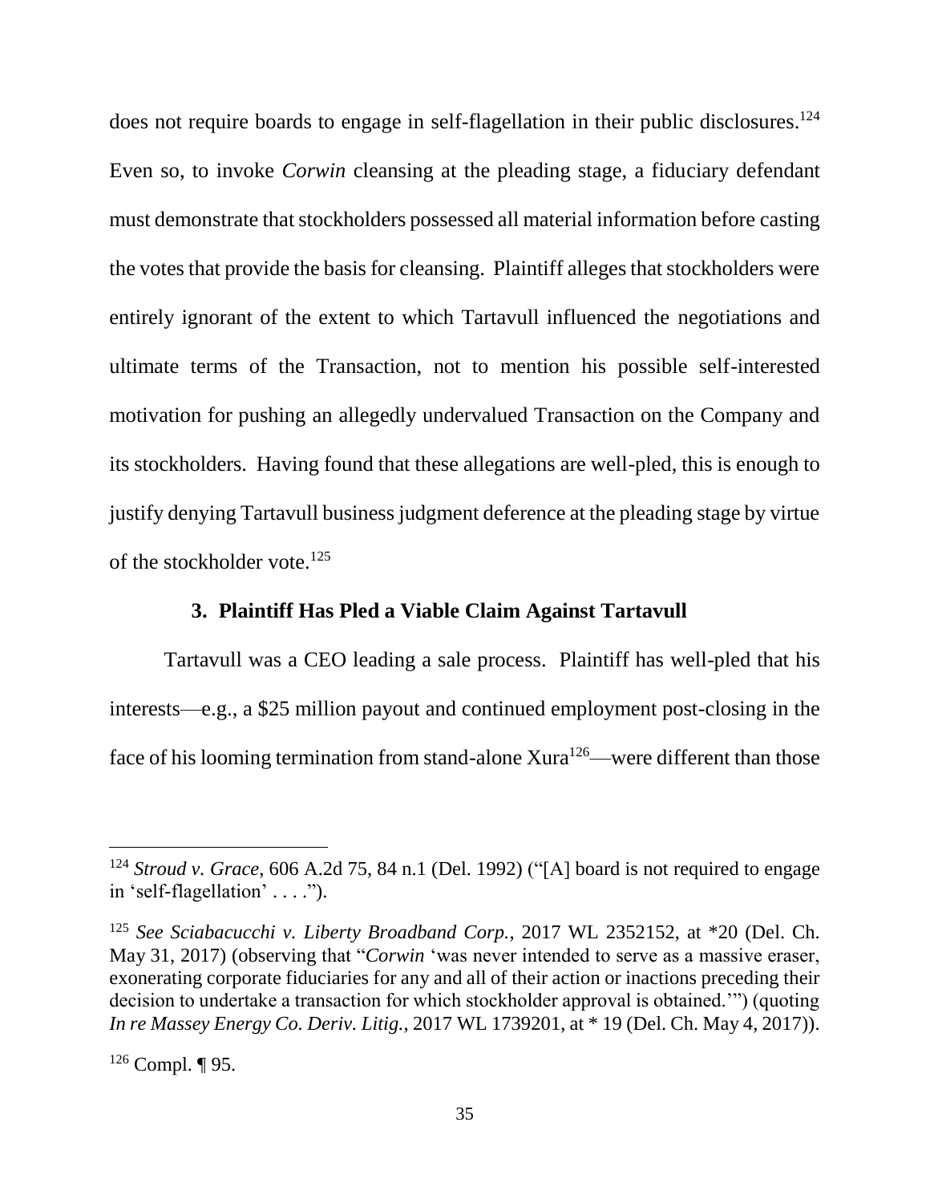does not require boards to engage in self-flagellation in their public disclosures.[124] Even so, to invoke *Corwin* cleansing at the pleading stage, a fiduciary defendant must demonstrate that stockholders possessed all material information before casting the votes that provide the basis for cleansing. Plaintiff alleges that stockholders were entirely ignorant of the extent to which Tartavull influenced the negotiations and ultimate terms of the Transaction, not to mention his possible self-interested motivation for pushing an allegedly undervalued Transaction on the Company and its stockholders. Having found that these allegations are well-pled, this is enough to justify denying Tartavull business judgment deference at the pleading stage by virtue of the stockholder vote.[125]

### 3. Plaintiff Has Pled a Viable Claim Against Tartavull

Tartavull was a CEO leading a sale process. Plaintiff has well-pled that his interests—e.g., a $25 million payout and continued employment post-closing in the face of his looming termination from stand-alone Xura[126]—were different than those

---

[124] *Stroud v. Grace*, 606 A.2d 75, 84 n.1 (Del. 1992) ("[A] board is not required to engage in 'self-flagellation' . . . .").

[125] *See Sciabacucchi v. Liberty Broadband Corp.*, 2017 WL 2352152, at *20 (Del. Ch. May 31, 2017) (observing that "*Corwin* 'was never intended to serve as a massive eraser, exonerating corporate fiduciaries for any and all of their action or inactions preceding their decision to undertake a transaction for which stockholder approval is obtained.'") (quoting *In re Massey Energy Co. Deriv. Litig.*, 2017 WL 1739201, at * 19 (Del. Ch. May 4, 2017)).

[126] Compl. ¶ 95.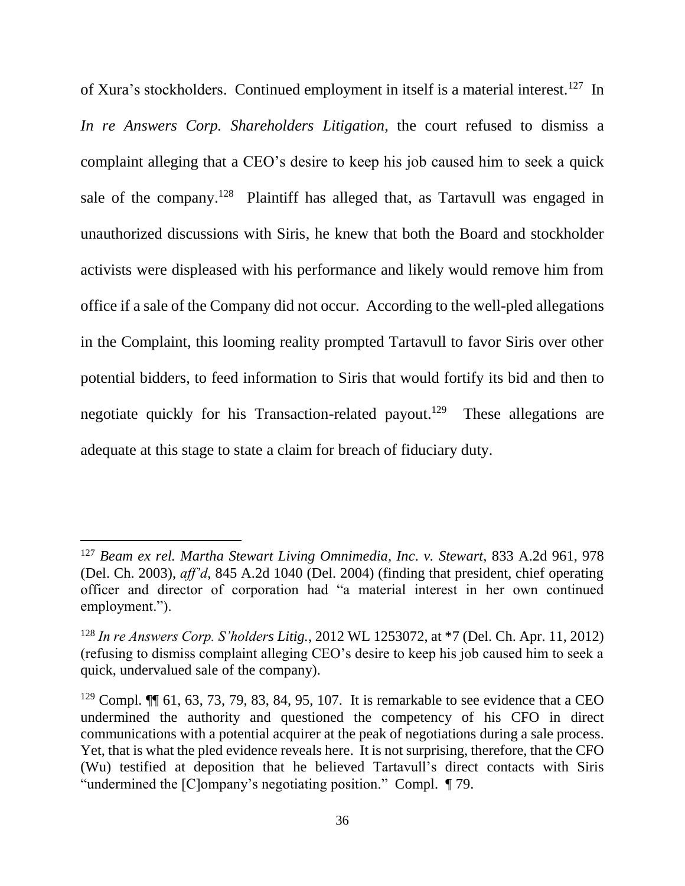of Xura's stockholders. Continued employment in itself is a material interest.[127] In *In re Answers Corp. Shareholders Litigation*, the court refused to dismiss a complaint alleging that a CEO's desire to keep his job caused him to seek a quick sale of the company.[128] Plaintiff has alleged that, as Tartavull was engaged in unauthorized discussions with Siris, he knew that both the Board and stockholder activists were displeased with his performance and likely would remove him from office if a sale of the Company did not occur. According to the well-pled allegations in the Complaint, this looming reality prompted Tartavull to favor Siris over other potential bidders, to feed information to Siris that would fortify its bid and then to negotiate quickly for his Transaction-related payout.[129] These allegations are adequate at this stage to state a claim for breach of fiduciary duty.

---

[127] *Beam ex rel. Martha Stewart Living Omnimedia, Inc. v. Stewart*, 833 A.2d 961, 978 (Del. Ch. 2003), *aff'd*, 845 A.2d 1040 (Del. 2004) (finding that president, chief operating officer and director of corporation had "a material interest in her own continued employment.").

[128] *In re Answers Corp. S'holders Litig.*, 2012 WL 1253072, at *7 (Del. Ch. Apr. 11, 2012) (refusing to dismiss complaint alleging CEO's desire to keep his job caused him to seek a quick, undervalued sale of the company).

[129] Compl. ¶¶ 61, 63, 73, 79, 83, 84, 95, 107. It is remarkable to see evidence that a CEO undermined the authority and questioned the competency of his CFO in direct communications with a potential acquirer at the peak of negotiations during a sale process. Yet, that is what the pled evidence reveals here. It is not surprising, therefore, that the CFO (Wu) testified at deposition that he believed Tartavull's direct contacts with Siris "undermined the [C]ompany's negotiating position." Compl. ¶ 79.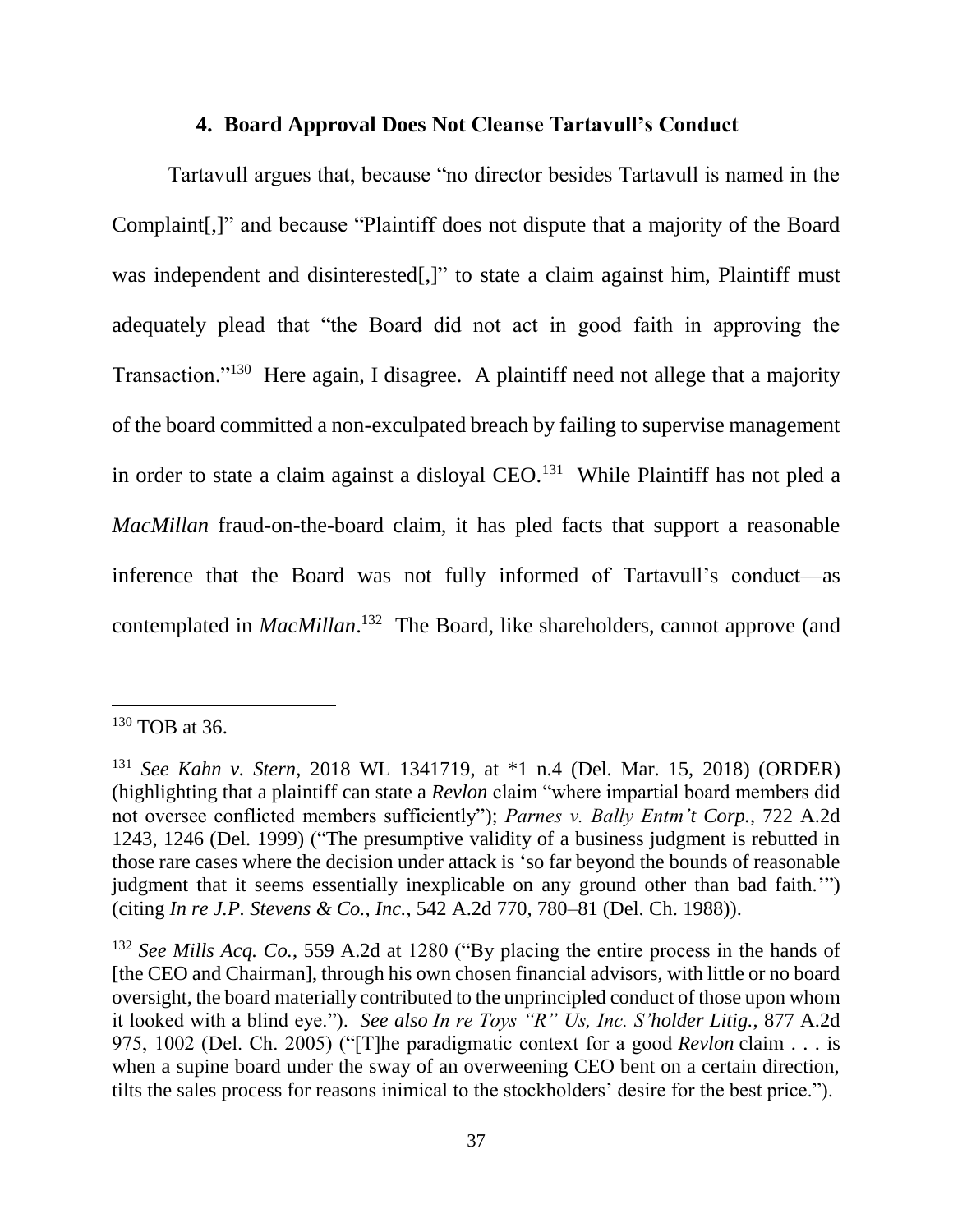### 4. Board Approval Does Not Cleanse Tartavull's Conduct

Tartavull argues that, because "no director besides Tartavull is named in the Complaint[,]" and because "Plaintiff does not dispute that a majority of the Board was independent and disinterested[,]" to state a claim against him, Plaintiff must adequately plead that "the Board did not act in good faith in approving the Transaction."[130] Here again, I disagree. A plaintiff need not allege that a majority of the board committed a non-exculpated breach by failing to supervise management in order to state a claim against a disloyal CEO.[131] While Plaintiff has not pled a *MacMillan* fraud-on-the-board claim, it has pled facts that support a reasonable inference that the Board was not fully informed of Tartavull's conduct—as contemplated in *MacMillan*.[132] The Board, like shareholders, cannot approve (and

---

[130] TOB at 36.

[131] *See Kahn v. Stern*, 2018 WL 1341719, at *1 n.4 (Del. Mar. 15, 2018) (ORDER) (highlighting that a plaintiff can state a *Revlon* claim "where impartial board members did not oversee conflicted members sufficiently"); *Parnes v. Bally Entm't Corp.*, 722 A.2d 1243, 1246 (Del. 1999) ("The presumptive validity of a business judgment is rebutted in those rare cases where the decision under attack is 'so far beyond the bounds of reasonable judgment that it seems essentially inexplicable on any ground other than bad faith.'") (citing *In re J.P. Stevens & Co., Inc.*, 542 A.2d 770, 780–81 (Del. Ch. 1988)).

[132] *See Mills Acq. Co.*, 559 A.2d at 1280 ("By placing the entire process in the hands of [the CEO and Chairman], through his own chosen financial advisors, with little or no board oversight, the board materially contributed to the unprincipled conduct of those upon whom it looked with a blind eye."). *See also In re Toys "R" Us, Inc. S'holder Litig.*, 877 A.2d 975, 1002 (Del. Ch. 2005) ("[T]he paradigmatic context for a good *Revlon* claim . . . is when a supine board under the sway of an overweening CEO bent on a certain direction, tilts the sales process for reasons inimical to the stockholders' desire for the best price.").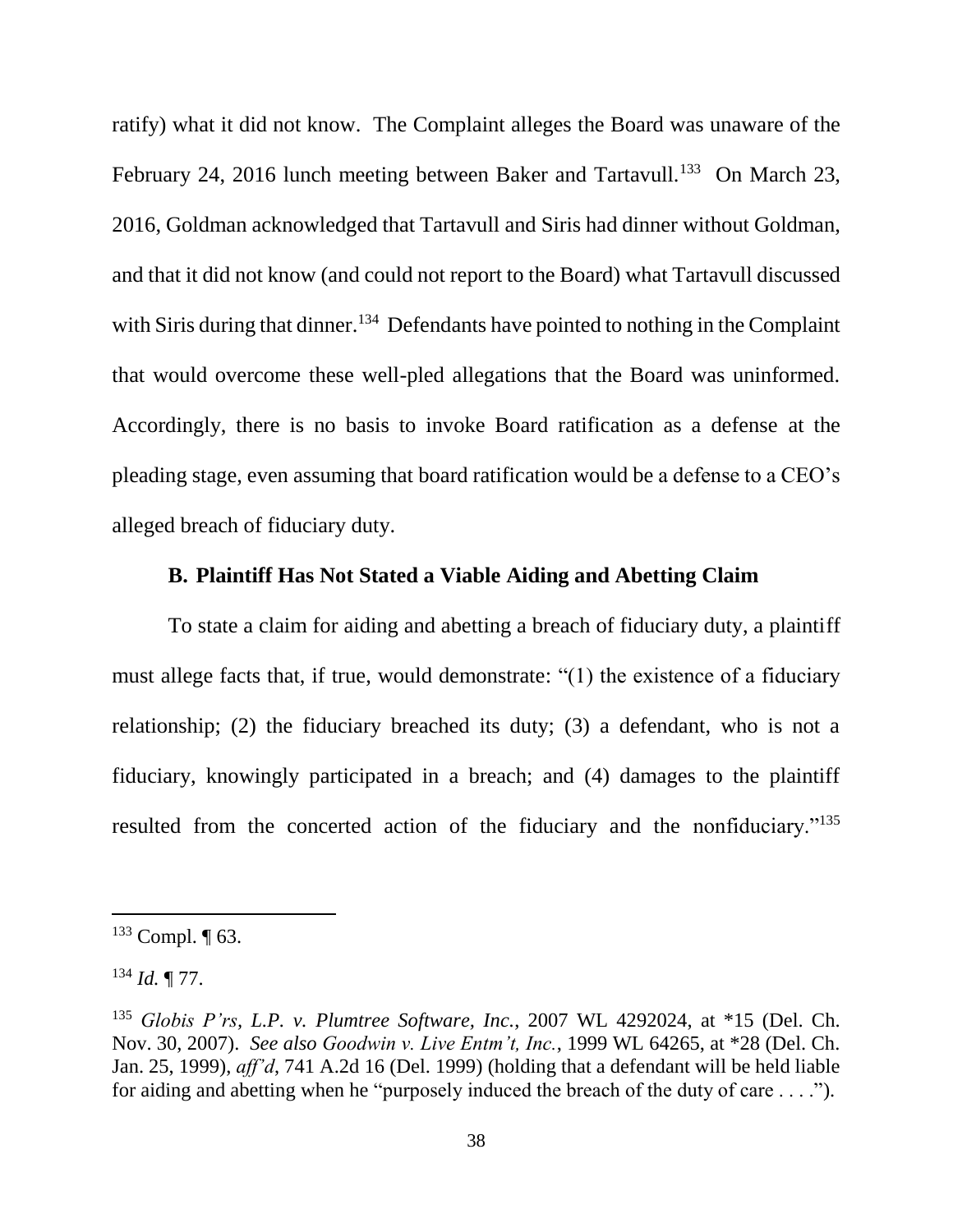ratify) what it did not know. The Complaint alleges the Board was unaware of the February 24, 2016 lunch meeting between Baker and Tartavull.[133] On March 23, 2016, Goldman acknowledged that Tartavull and Siris had dinner without Goldman, and that it did not know (and could not report to the Board) what Tartavull discussed with Siris during that dinner.[134] Defendants have pointed to nothing in the Complaint that would overcome these well-pled allegations that the Board was uninformed. Accordingly, there is no basis to invoke Board ratification as a defense at the pleading stage, even assuming that board ratification would be a defense to a CEO's alleged breach of fiduciary duty.

### B. Plaintiff Has Not Stated a Viable Aiding and Abetting Claim

To state a claim for aiding and abetting a breach of fiduciary duty, a plaintiff must allege facts that, if true, would demonstrate: "(1) the existence of a fiduciary relationship; (2) the fiduciary breached its duty; (3) a defendant, who is not a fiduciary, knowingly participated in a breach; and (4) damages to the plaintiff resulted from the concerted action of the fiduciary and the nonfiduciary."[135]

---

[133] Compl. ¶ 63.

[134] *Id.* ¶ 77.

[135] *Globis P'rs, L.P. v. Plumtree Software, Inc.*, 2007 WL 4292024, at *15 (Del. Ch. Nov. 30, 2007). *See also Goodwin v. Live Entm't, Inc.*, 1999 WL 64265, at *28 (Del. Ch. Jan. 25, 1999), *aff'd*, 741 A.2d 16 (Del. 1999) (holding that a defendant will be held liable for aiding and abetting when he "purposely induced the breach of the duty of care . . . .").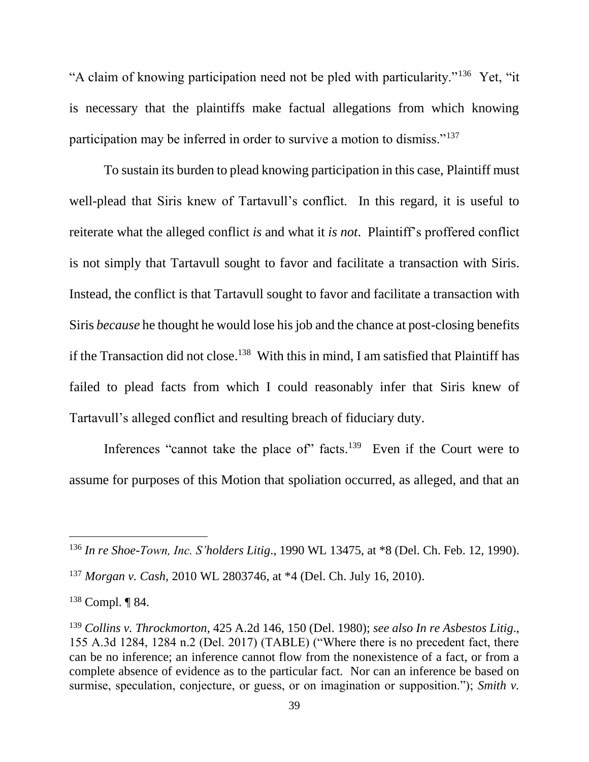"A claim of knowing participation need not be pled with particularity."[136] Yet, "it is necessary that the plaintiffs make factual allegations from which knowing participation may be inferred in order to survive a motion to dismiss."[137]

To sustain its burden to plead knowing participation in this case, Plaintiff must well-plead that Siris knew of Tartavull's conflict. In this regard, it is useful to reiterate what the alleged conflict *is* and what it *is not*. Plaintiff's proffered conflict is not simply that Tartavull sought to favor and facilitate a transaction with Siris. Instead, the conflict is that Tartavull sought to favor and facilitate a transaction with Siris *because* he thought he would lose his job and the chance at post-closing benefits if the Transaction did not close.[138] With this in mind, I am satisfied that Plaintiff has failed to plead facts from which I could reasonably infer that Siris knew of Tartavull's alleged conflict and resulting breach of fiduciary duty.

Inferences "cannot take the place of" facts.[139] Even if the Court were to assume for purposes of this Motion that spoliation occurred, as alleged, and that an

---

[136] *In re Shoe-Town, Inc. S'holders Litig.*, 1990 WL 13475, at *8 (Del. Ch. Feb. 12, 1990).

[137] *Morgan v. Cash*, 2010 WL 2803746, at *4 (Del. Ch. July 16, 2010).

[138] Compl. ¶ 84.

[139] *Collins v. Throckmorton*, 425 A.2d 146, 150 (Del. 1980); *see also In re Asbestos Litig.*, 155 A.3d 1284, 1284 n.2 (Del. 2017) (TABLE) ("Where there is no precedent fact, there can be no inference; an inference cannot flow from the nonexistence of a fact, or from a complete absence of evidence as to the particular fact. Nor can an inference be based on surmise, speculation, conjecture, or guess, or on imagination or supposition."); *Smith v.*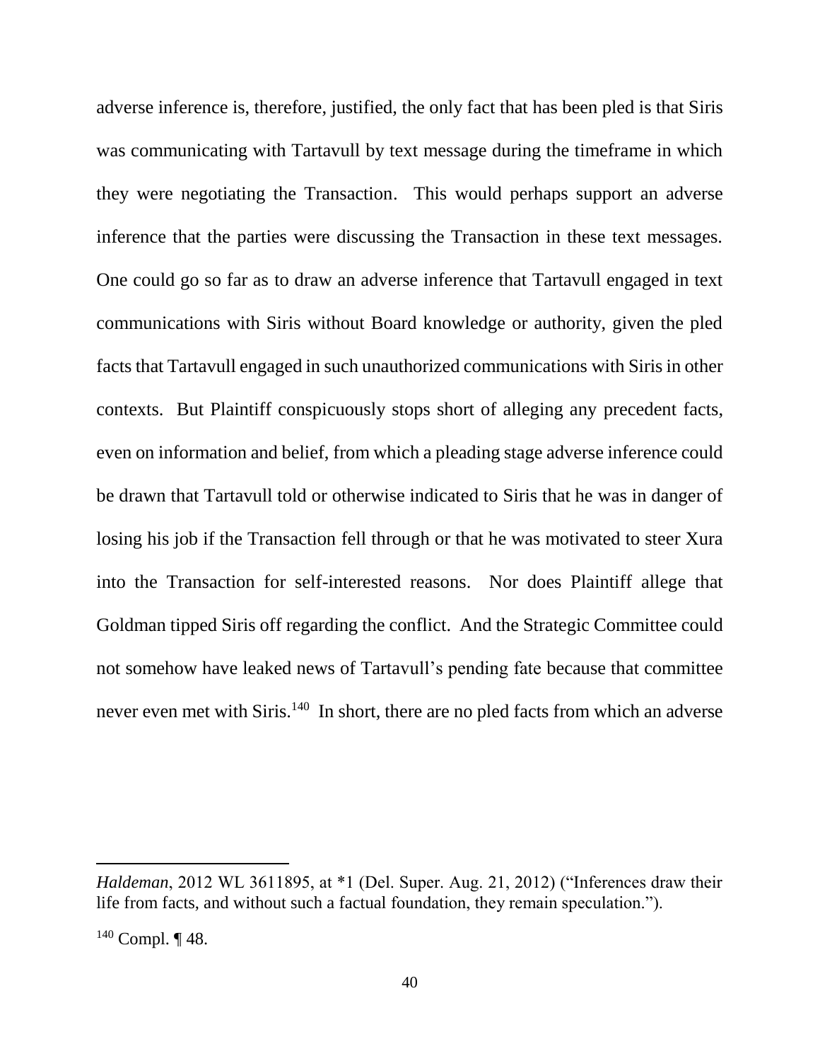adverse inference is, therefore, justified, the only fact that has been pled is that Siris was communicating with Tartavull by text message during the timeframe in which they were negotiating the Transaction. This would perhaps support an adverse inference that the parties were discussing the Transaction in these text messages. One could go so far as to draw an adverse inference that Tartavull engaged in text communications with Siris without Board knowledge or authority, given the pled facts that Tartavull engaged in such unauthorized communications with Siris in other contexts. But Plaintiff conspicuously stops short of alleging any precedent facts, even on information and belief, from which a pleading stage adverse inference could be drawn that Tartavull told or otherwise indicated to Siris that he was in danger of losing his job if the Transaction fell through or that he was motivated to steer Xura into the Transaction for self-interested reasons. Nor does Plaintiff allege that Goldman tipped Siris off regarding the conflict. And the Strategic Committee could not somehow have leaked news of Tartavull's pending fate because that committee never even met with Siris.[140] In short, there are no pled facts from which an adverse

---

*Haldeman*, 2012 WL 3611895, at *1 (Del. Super. Aug. 21, 2012) ("Inferences draw their life from facts, and without such a factual foundation, they remain speculation.").

[140] Compl. ¶ 48.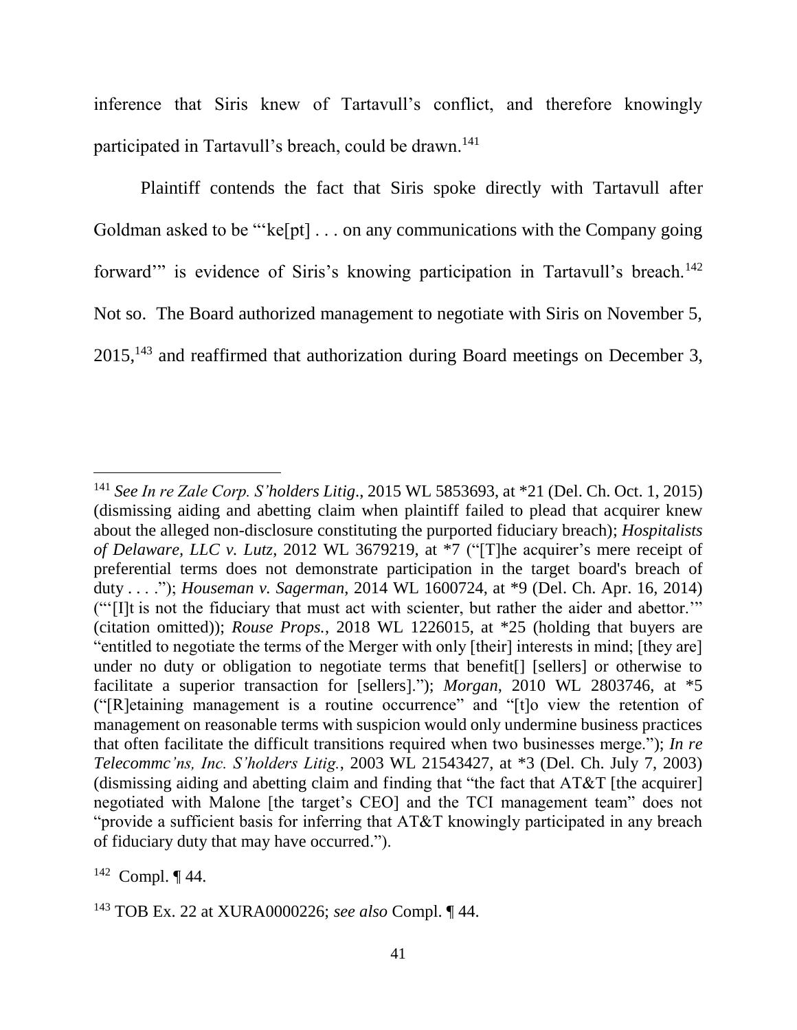inference that Siris knew of Tartavull's conflict, and therefore knowingly participated in Tartavull's breach, could be drawn.[141]

Plaintiff contends the fact that Siris spoke directly with Tartavull after Goldman asked to be "'ke[pt] . . . on any communications with the Company going forward'" is evidence of Siris's knowing participation in Tartavull's breach.[142] Not so. The Board authorized management to negotiate with Siris on November 5, 2015,[143] and reaffirmed that authorization during Board meetings on December 3,

---

[141] *See In re Zale Corp. S'holders Litig*., 2015 WL 5853693, at *21 (Del. Ch. Oct. 1, 2015) (dismissing aiding and abetting claim when plaintiff failed to plead that acquirer knew about the alleged non-disclosure constituting the purported fiduciary breach); *Hospitalists of Delaware, LLC v. Lutz*, 2012 WL 3679219, at *7 ("[T]he acquirer's mere receipt of preferential terms does not demonstrate participation in the target board's breach of duty . . . ."); *Houseman v. Sagerman,* 2014 WL 1600724, at *9 (Del. Ch. Apr. 16, 2014) ("'[I]t is not the fiduciary that must act with scienter, but rather the aider and abettor.'" (citation omitted)); *Rouse Props.*, 2018 WL 1226015, at *25 (holding that buyers are "entitled to negotiate the terms of the Merger with only [their] interests in mind; [they are] under no duty or obligation to negotiate terms that benefit[] [sellers] or otherwise to facilitate a superior transaction for [sellers]."); *Morgan*, 2010 WL 2803746, at *5 ("[R]etaining management is a routine occurrence" and "[t]o view the retention of management on reasonable terms with suspicion would only undermine business practices that often facilitate the difficult transitions required when two businesses merge."); *In re Telecommc'ns, Inc. S'holders Litig.*, 2003 WL 21543427, at *3 (Del. Ch. July 7, 2003) (dismissing aiding and abetting claim and finding that "the fact that AT&T [the acquirer] negotiated with Malone [the target's CEO] and the TCI management team" does not "provide a sufficient basis for inferring that AT&T knowingly participated in any breach of fiduciary duty that may have occurred.").

[142] Compl. ¶ 44.

[143] TOB Ex. 22 at XURA0000226; *see also* Compl. ¶ 44.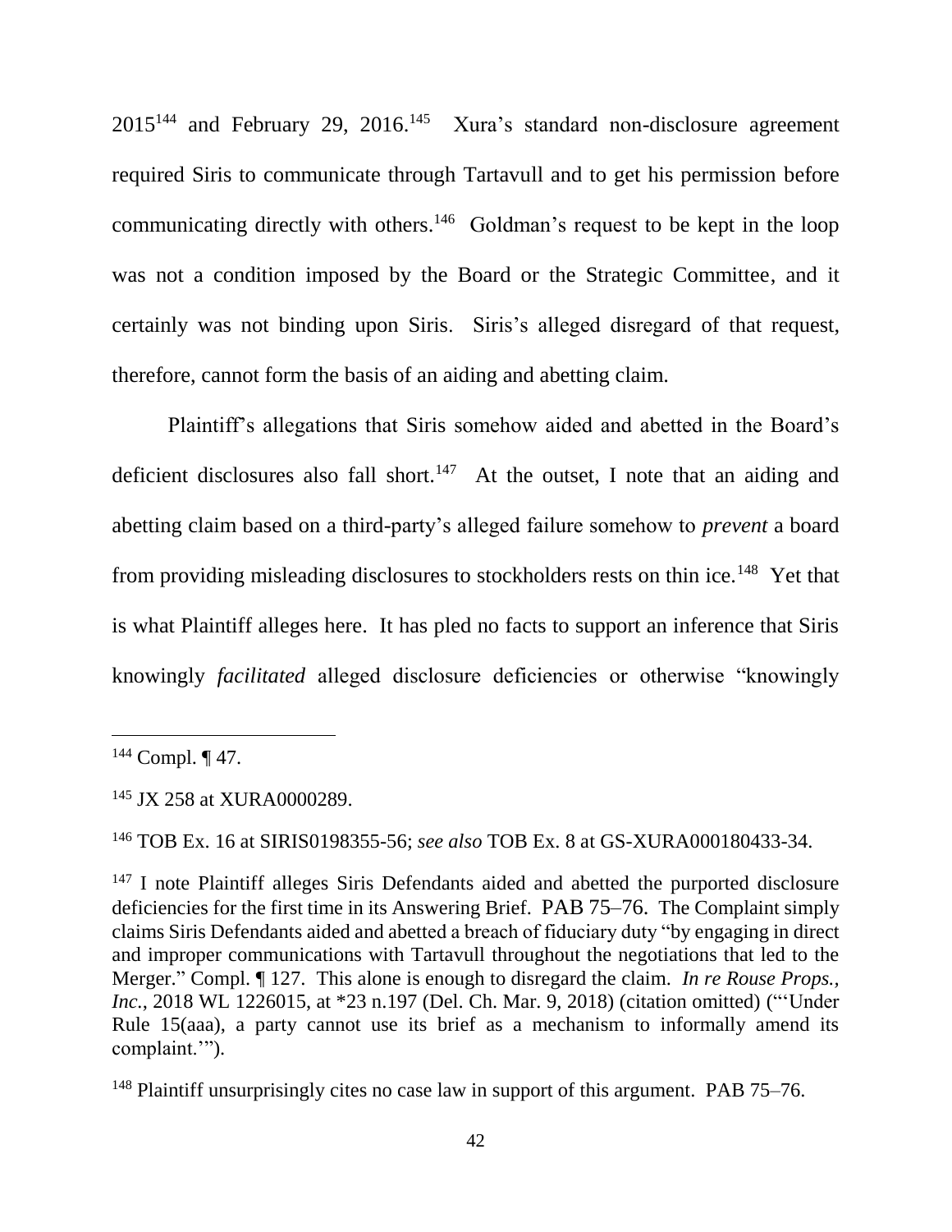2015[144] and February 29, 2016.[145] Xura's standard non-disclosure agreement required Siris to communicate through Tartavull and to get his permission before communicating directly with others.[146] Goldman's request to be kept in the loop was not a condition imposed by the Board or the Strategic Committee, and it certainly was not binding upon Siris. Siris's alleged disregard of that request, therefore, cannot form the basis of an aiding and abetting claim.

Plaintiff's allegations that Siris somehow aided and abetted in the Board's deficient disclosures also fall short.[147] At the outset, I note that an aiding and abetting claim based on a third-party's alleged failure somehow to *prevent* a board from providing misleading disclosures to stockholders rests on thin ice.[148] Yet that is what Plaintiff alleges here. It has pled no facts to support an inference that Siris knowingly *facilitated* alleged disclosure deficiencies or otherwise "knowingly

---

[144] Compl. ¶ 47.

[145] JX 258 at XURA0000289.

[146] TOB Ex. 16 at SIRIS0198355-56; *see also* TOB Ex. 8 at GS-XURA000180433-34.

[147] I note Plaintiff alleges Siris Defendants aided and abetted the purported disclosure deficiencies for the first time in its Answering Brief. PAB 75–76. The Complaint simply claims Siris Defendants aided and abetted a breach of fiduciary duty "by engaging in direct and improper communications with Tartavull throughout the negotiations that led to the Merger." Compl. ¶ 127. This alone is enough to disregard the claim. *In re Rouse Props., Inc.*, 2018 WL 1226015, at *23 n.197 (Del. Ch. Mar. 9, 2018) (citation omitted) ("'Under Rule 15(aaa), a party cannot use its brief as a mechanism to informally amend its complaint.'").

[148] Plaintiff unsurprisingly cites no case law in support of this argument. PAB 75–76.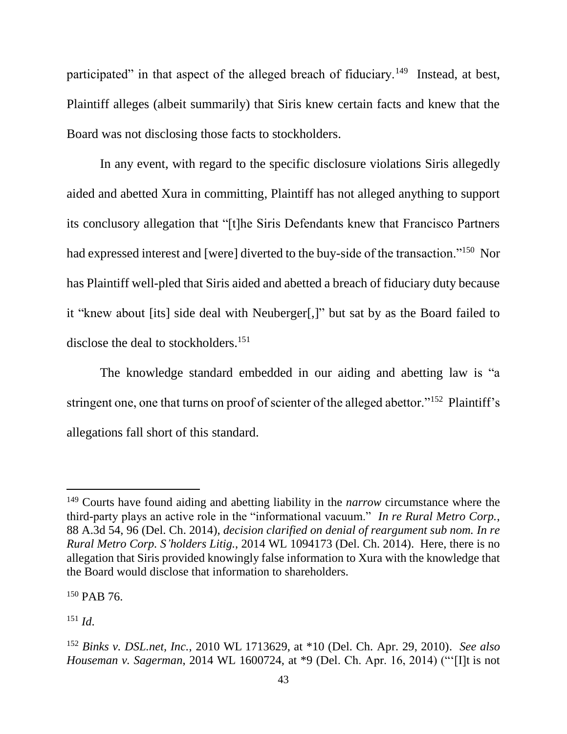participated" in that aspect of the alleged breach of fiduciary.[149] Instead, at best, Plaintiff alleges (albeit summarily) that Siris knew certain facts and knew that the Board was not disclosing those facts to stockholders.

In any event, with regard to the specific disclosure violations Siris allegedly aided and abetted Xura in committing, Plaintiff has not alleged anything to support its conclusory allegation that "[t]he Siris Defendants knew that Francisco Partners had expressed interest and [were] diverted to the buy-side of the transaction."[150] Nor has Plaintiff well-pled that Siris aided and abetted a breach of fiduciary duty because it "knew about [its] side deal with Neuberger[,]" but sat by as the Board failed to disclose the deal to stockholders.[151]

The knowledge standard embedded in our aiding and abetting law is "a stringent one, one that turns on proof of scienter of the alleged abettor."[152] Plaintiff's allegations fall short of this standard.

---

[149] Courts have found aiding and abetting liability in the *narrow* circumstance where the third-party plays an active role in the "informational vacuum." *In re Rural Metro Corp.*, 88 A.3d 54, 96 (Del. Ch. 2014), *decision clarified on denial of reargument sub nom. In re Rural Metro Corp. S'holders Litig.*, 2014 WL 1094173 (Del. Ch. 2014). Here, there is no allegation that Siris provided knowingly false information to Xura with the knowledge that the Board would disclose that information to shareholders.

[150] PAB 76.

[151] *Id*.

[152] *Binks v. DSL.net, Inc.*, 2010 WL 1713629, at *10 (Del. Ch. Apr. 29, 2010). *See also Houseman v. Sagerman*, 2014 WL 1600724, at *9 (Del. Ch. Apr. 16, 2014) ("'[I]t is not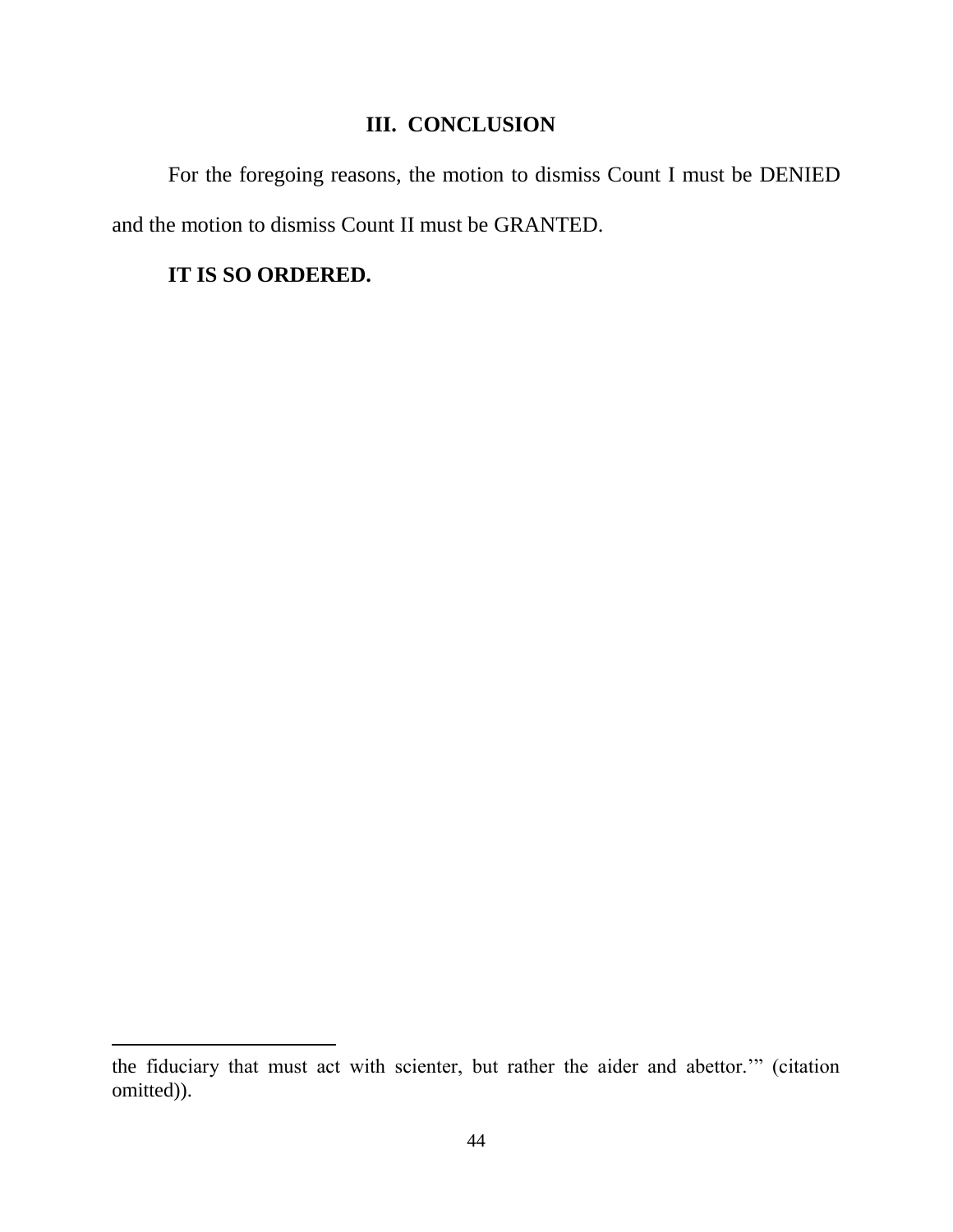## III. CONCLUSION

For the foregoing reasons, the motion to dismiss Count I must be DENIED and the motion to dismiss Count II must be GRANTED.

**IT IS SO ORDERED.**

---

the fiduciary that must act with scienter, but rather the aider and abettor.'" (citation omitted)).